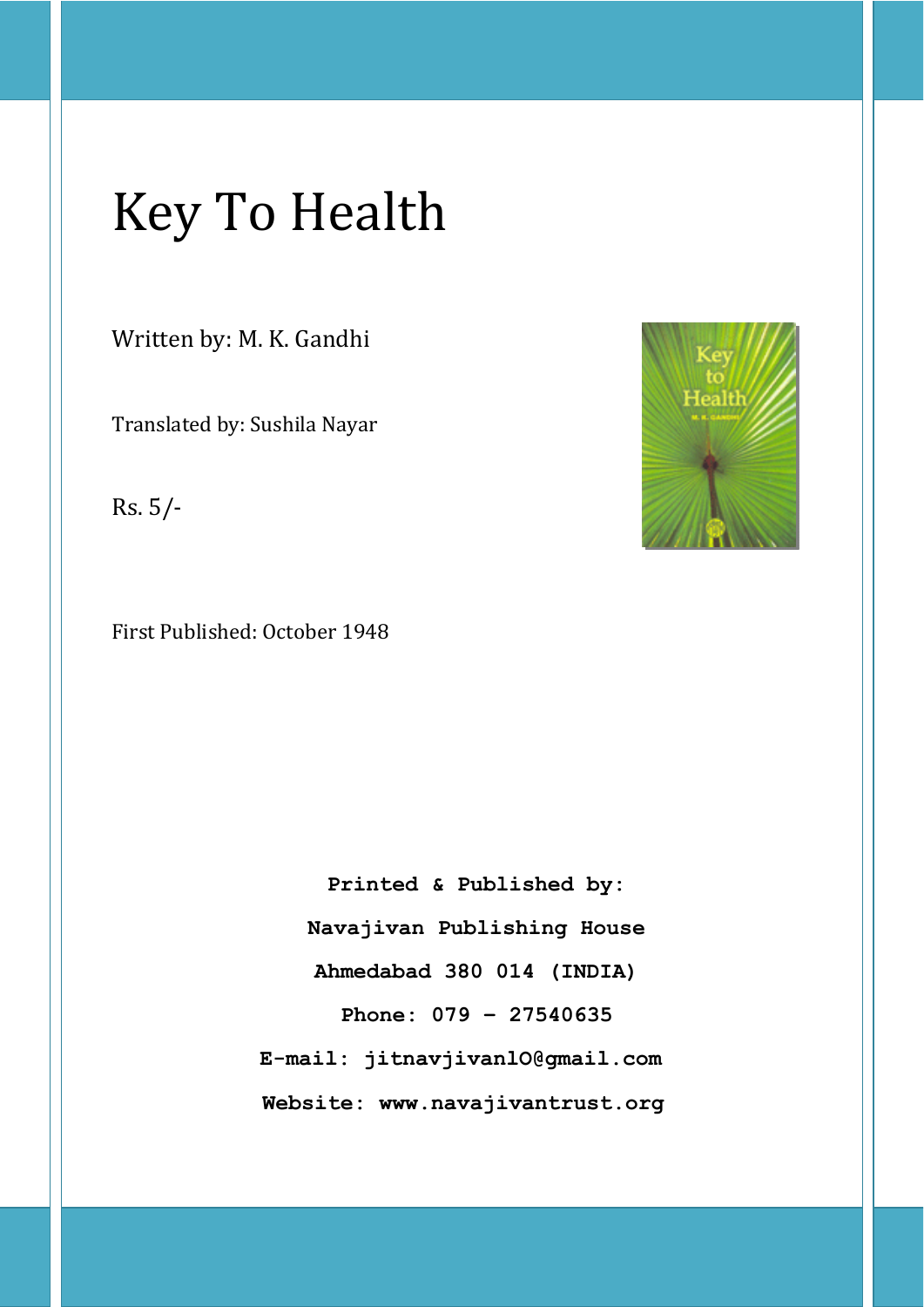# Key To Health

Written by: M. K. Gandhi

Translated by: Sushila Nayar

Rs. 5/-

First Published: October 1948

**Printed & Published by:**

**Navajivan Publishing House**

**Ahmedabad 380 014 (INDIA)**

**Phone: 079 – 27540635**

**E-mail: jitnavjivan10@gmail.com**

**Website: www.navajivantrust.org**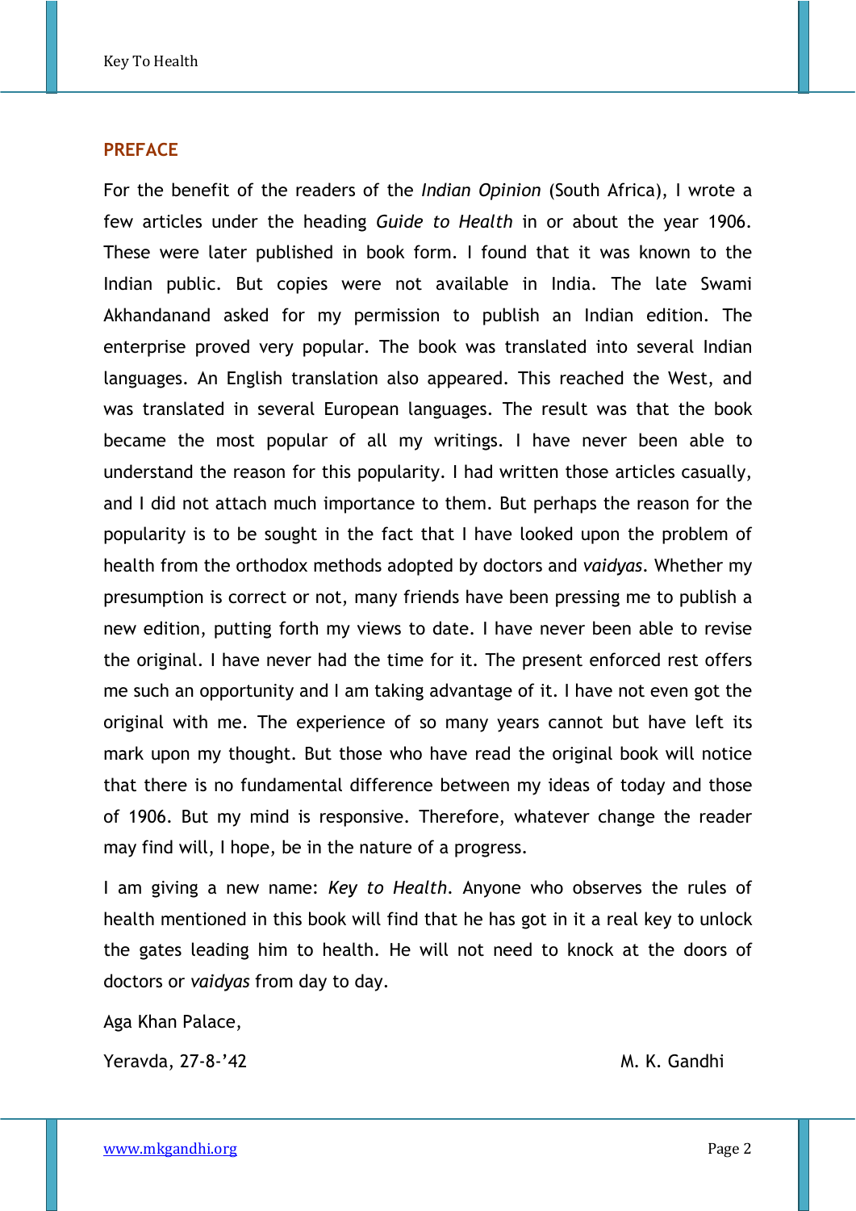## PREFACE

For the benefit of the readers of the *Indian Opinion* (South Africa), I wrote a few articles under the heading *Guide to Health* in or about the year 1906. These were later published in book form. I found that it was known to the Indian public. But copies were not available in India. The late Swami Akhandanand asked for my permission to publish an Indian edition. The enterprise proved very popular. The book was translated into several Indian languages. An English translation also appeared. This reached the West, and was translated in several European languages. The result was that the book became the most popular of all my writings. I have never been able to understand the reason for this popularity. I had written those articles casually, and I did not attach much importance to them. But perhaps the reason for the popularity is to be sought in the fact that I have looked upon the problem of health from the orthodox methods adopted by doctors and *vaidyas*. Whether my presumption is correct or not, many friends have been pressing me to publish a new edition, putting forth my views to date. I have never been able to revise the original. I have never had the time for it. The present enforced rest offers me such an opportunity and I am taking advantage of it. I have not even got the original with me. The experience of so many years cannot but have left its mark upon my thought. But those who have read the original book will notice that there is no fundamental difference between my ideas of today and those of 1906. But my mind is responsive. Therefore, whatever change the reader may find will, I hope, be in the nature of a progress.

I am giving a new name: *Key to Health*. Anyone who observes the rules of health mentioned in this book will find that he has got in it a real key to unlock the gates leading him to health. He will not need to knock at the doors of doctors or *vaidyas* from day to day.

Aga Khan Palace,

Yeravda, 27-8-'42

M. K. Gandhi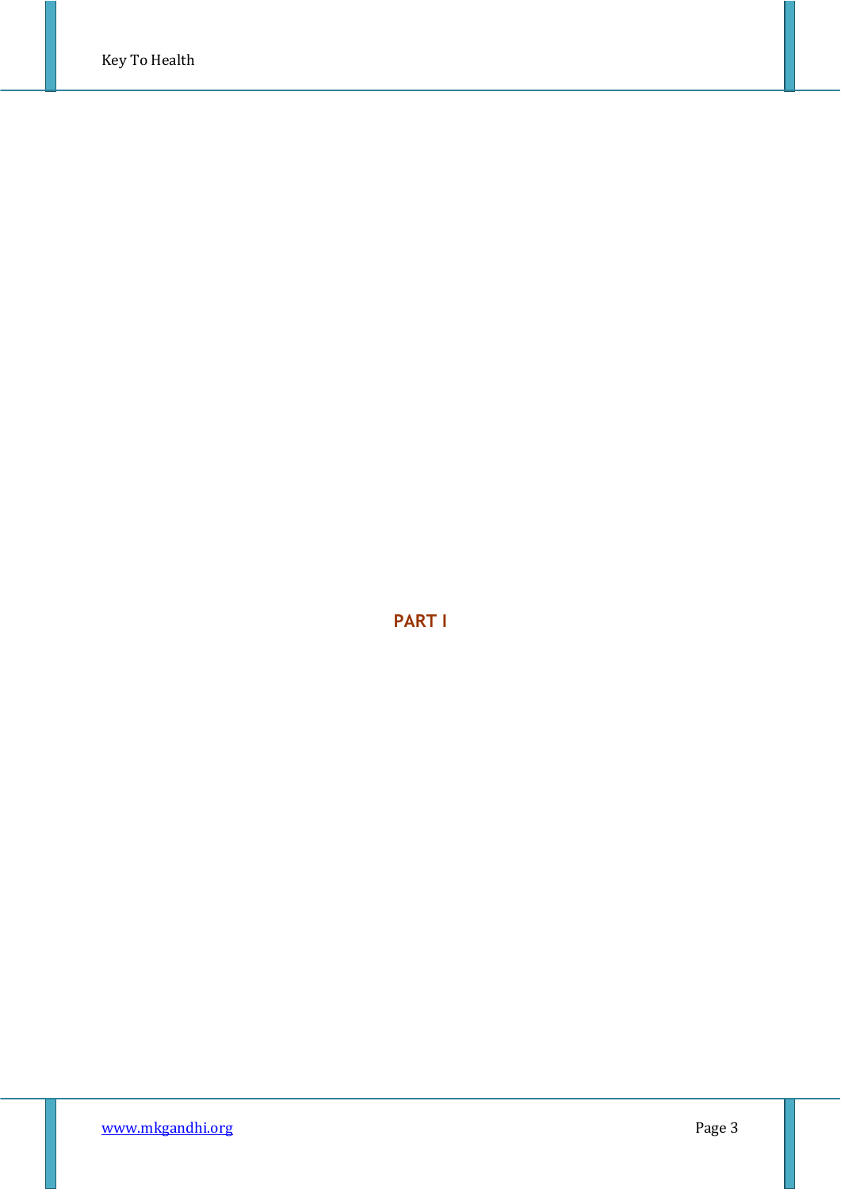# PART I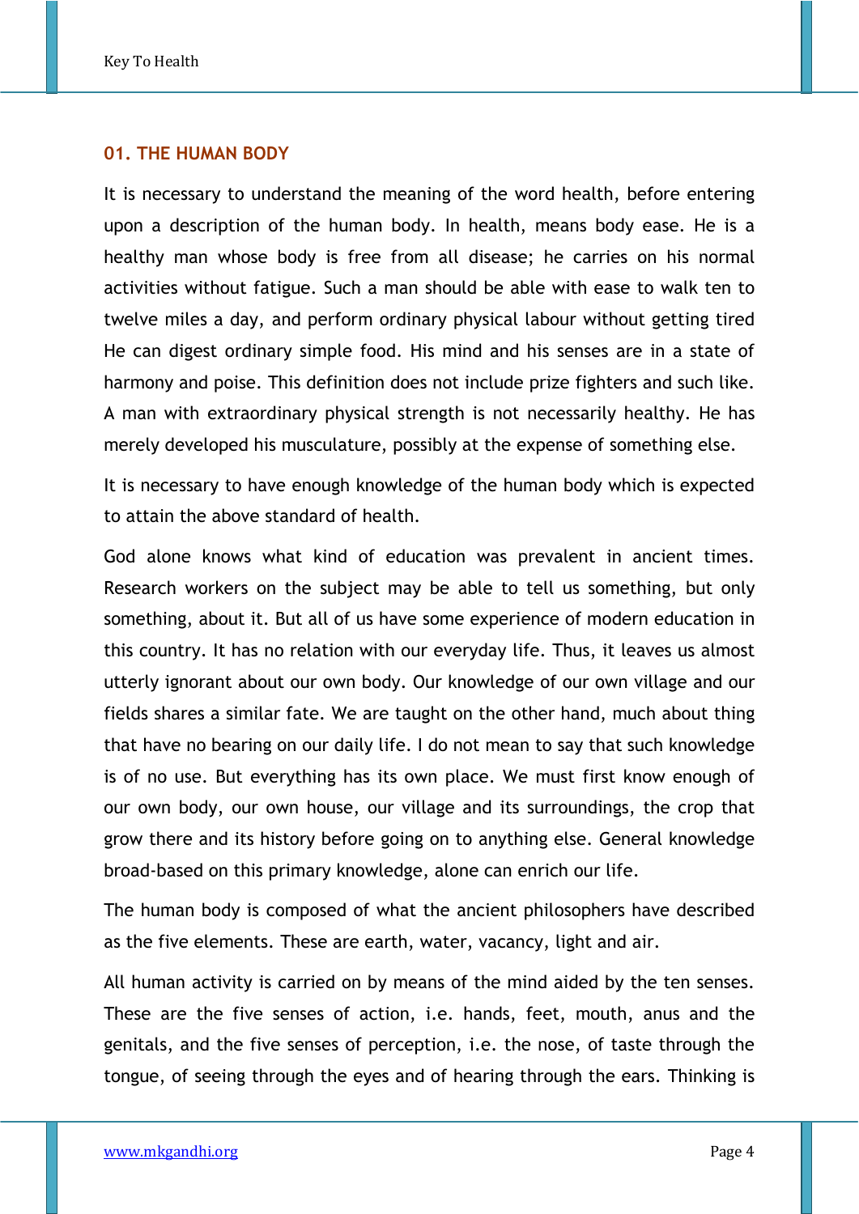## 01. THE HUMAN BODY

It is necessary to understand the meaning of the word health, before entering upon a description of the human body. In health, means body ease. He is a healthy man whose body is free from all disease; he carries on his normal activities without fatigue. Such a man should be able with ease to walk ten to twelve miles a day, and perform ordinary physical labour without getting tired He can digest ordinary simple food. His mind and his senses are in a state of harmony and poise. This definition does not include prize fighters and such like. A man with extraordinary physical strength is not necessarily healthy. He has merely developed his musculature, possibly at the expense of something else.

It is necessary to have enough knowledge of the human body which is expected to attain the above standard of health.

God alone knows what kind of education was prevalent in ancient times. Research workers on the subject may be able to tell us something, but only something, about it. But all of us have some experience of modern education in this country. It has no relation with our everyday life. Thus, it leaves us almost utterly ignorant about our own body. Our knowledge of our own village and our fields shares a similar fate. We are taught on the other hand, much about thing that have no bearing on our daily life. I do not mean to say that such knowledge is of no use. But everything has its own place. We must first know enough of our own body, our own house, our village and its surroundings, the crop that grow there and its history before going on to anything else. General knowledge broad-based on this primary knowledge, alone can enrich our life.

The human body is composed of what the ancient philosophers have described as the five elements. These are earth, water, vacancy, light and air.

All human activity is carried on by means of the mind aided by the ten senses. These are the five senses of action, i.e. hands, feet, mouth, anus and the genitals, and the five senses of perception, i.e. the nose, of taste through the tongue, of seeing through the eyes and of hearing through the ears. Thinking is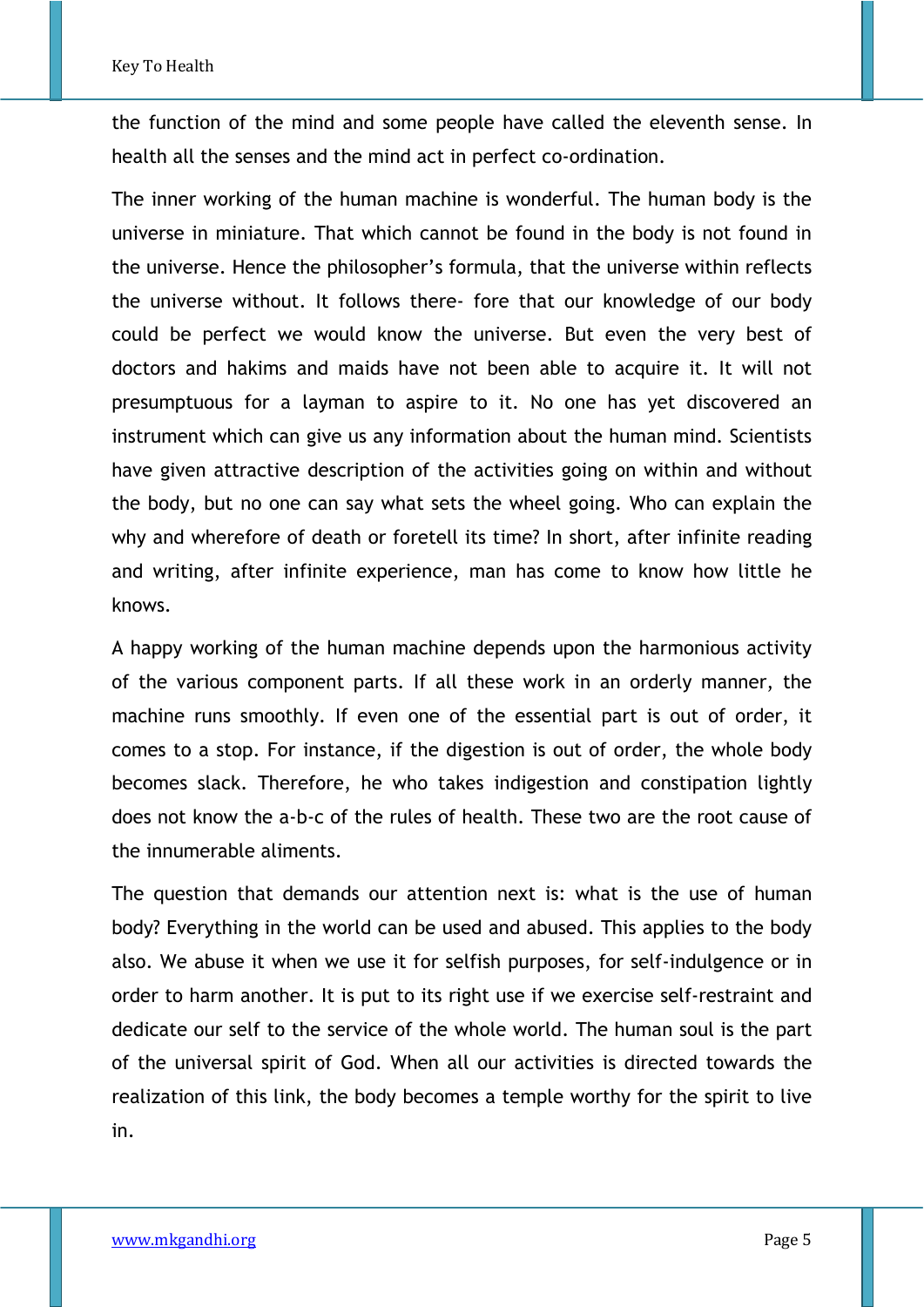the function of the mind and some people have called the eleventh sense. In health all the senses and the mind act in perfect co-ordination.

The inner working of the human machine is wonderful. The human body is the universe in miniature. That which cannot be found in the body is not found in the universe. Hence the philosopher's formula, that the universe within reflects the universe without. It follows there- fore that our knowledge of our body could be perfect we would know the universe. But even the very best of doctors and hakims and maids have not been able to acquire it. It will not presumptuous for a layman to aspire to it. No one has yet discovered an instrument which can give us any information about the human mind. Scientists have given attractive description of the activities going on within and without the body, but no one can say what sets the wheel going. Who can explain the why and wherefore of death or foretell its time? In short, after infinite reading and writing, after infinite experience, man has come to know how little he knows.

A happy working of the human machine depends upon the harmonious activity of the various component parts. If all these work in an orderly manner, the machine runs smoothly. If even one of the essential part is out of order, it comes to a stop. For instance, if the digestion is out of order, the whole body becomes slack. Therefore, he who takes indigestion and constipation lightly does not know the a-b-c of the rules of health. These two are the root cause of the innumerable aliments.

The question that demands our attention next is: what is the use of human body? Everything in the world can be used and abused. This applies to the body also. We abuse it when we use it for selfish purposes, for self-indulgence or in order to harm another. It is put to its right use if we exercise self-restraint and dedicate our self to the service of the whole world. The human soul is the part of the universal spirit of God. When all our activities is directed towards the realization of this link, the body becomes a temple worthy for the spirit to live in.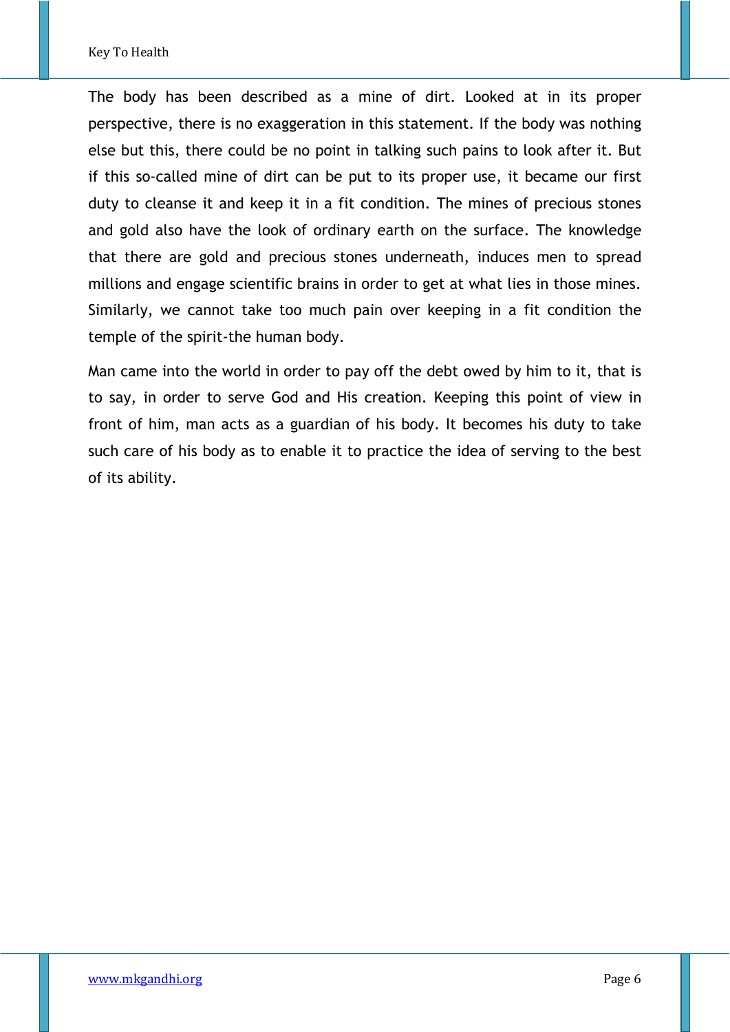The body has been described as a mine of dirt. Looked at in its proper perspective, there is no exaggeration in this statement. If the body was nothing else but this, there could be no point in talking such pains to look after it. But if this so-called mine of dirt can be put to its proper use, it became our first duty to cleanse it and keep it in a fit condition. The mines of precious stones and gold also have the look of ordinary earth on the surface. The knowledge that there are gold and precious stones underneath, induces men to spread millions and engage scientific brains in order to get at what lies in those mines. Similarly, we cannot take too much pain over keeping in a fit condition the temple of the spirit-the human body.

Man came into the world in order to pay off the debt owed by him to it, that is to say, in order to serve God and His creation. Keeping this point of view in front of him, man acts as a guardian of his body. It becomes his duty to take such care of his body as to enable it to practice the idea of serving to the best of its ability.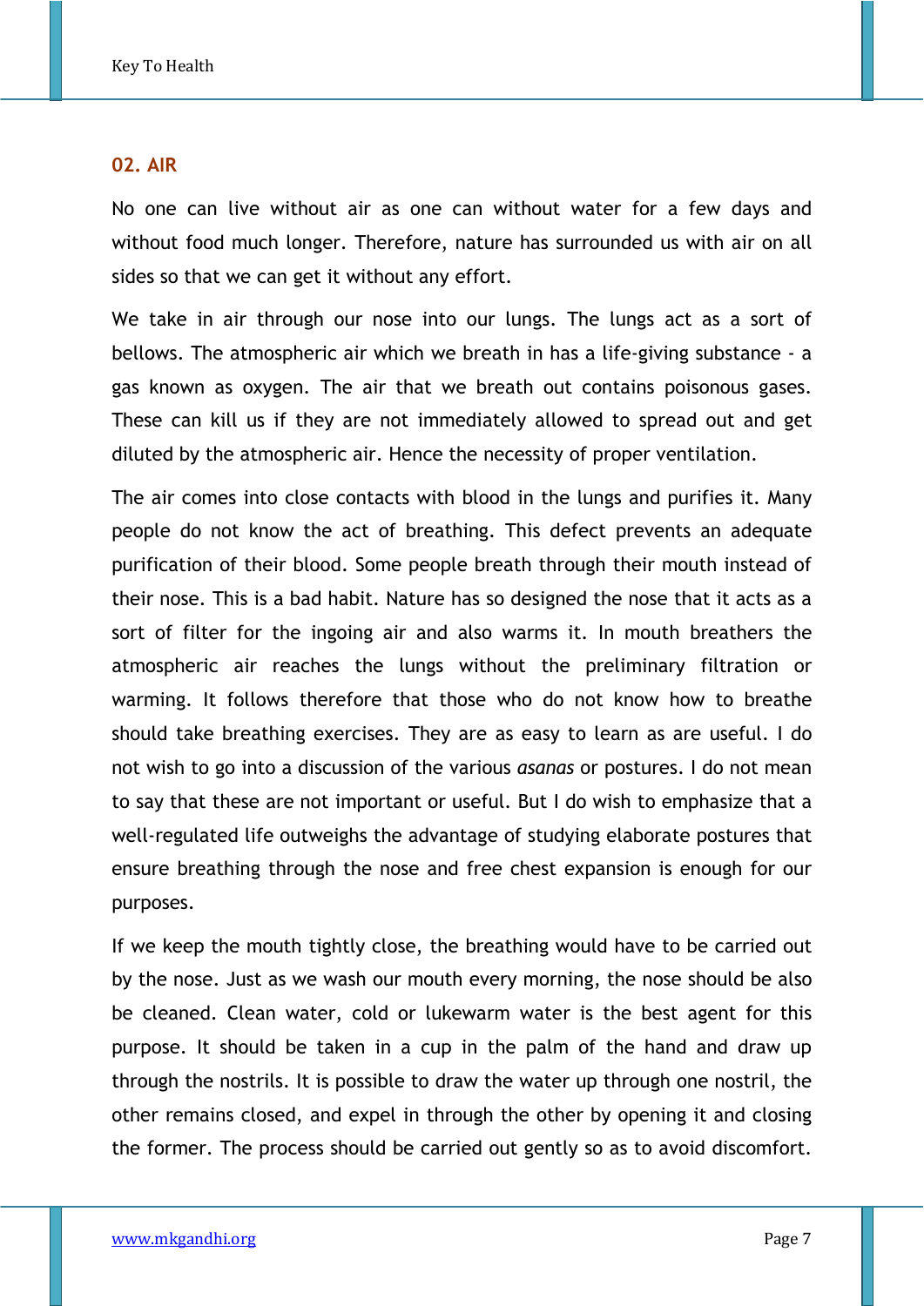## 02. AIR

No one can live without air as one can without water for a few days and without food much longer. Therefore, nature has surrounded us with air on all sides so that we can get it without any effort.

We take in air through our nose into our lungs. The lungs act as a sort of bellows. The atmospheric air which we breath in has a life-giving substance - a gas known as oxygen. The air that we breath out contains poisonous gases. These can kill us if they are not immediately allowed to spread out and get diluted by the atmospheric air. Hence the necessity of proper ventilation.

The air comes into close contacts with blood in the lungs and purifies it. Many people do not know the act of breathing. This defect prevents an adequate purification of their blood. Some people breath through their mouth instead of their nose. This is a bad habit. Nature has so designed the nose that it acts as a sort of filter for the ingoing air and also warms it. In mouth breathers the atmospheric air reaches the lungs without the preliminary filtration or warming. It follows therefore that those who do not know how to breathe should take breathing exercises. They are as easy to learn as are useful. I do not wish to go into a discussion of the various *asanas* or postures. I do not mean to say that these are not important or useful. But I do wish to emphasize that a well-regulated life outweighs the advantage of studying elaborate postures that ensure breathing through the nose and free chest expansion is enough for our purposes.

If we keep the mouth tightly close, the breathing would have to be carried out by the nose. Just as we wash our mouth every morning, the nose should be also be cleaned. Clean water, cold or lukewarm water is the best agent for this purpose. It should be taken in a cup in the palm of the hand and draw up through the nostrils. It is possible to draw the water up through one nostril, the other remains closed, and expel in through the other by opening it and closing the former. The process should be carried out gently so as to avoid discomfort.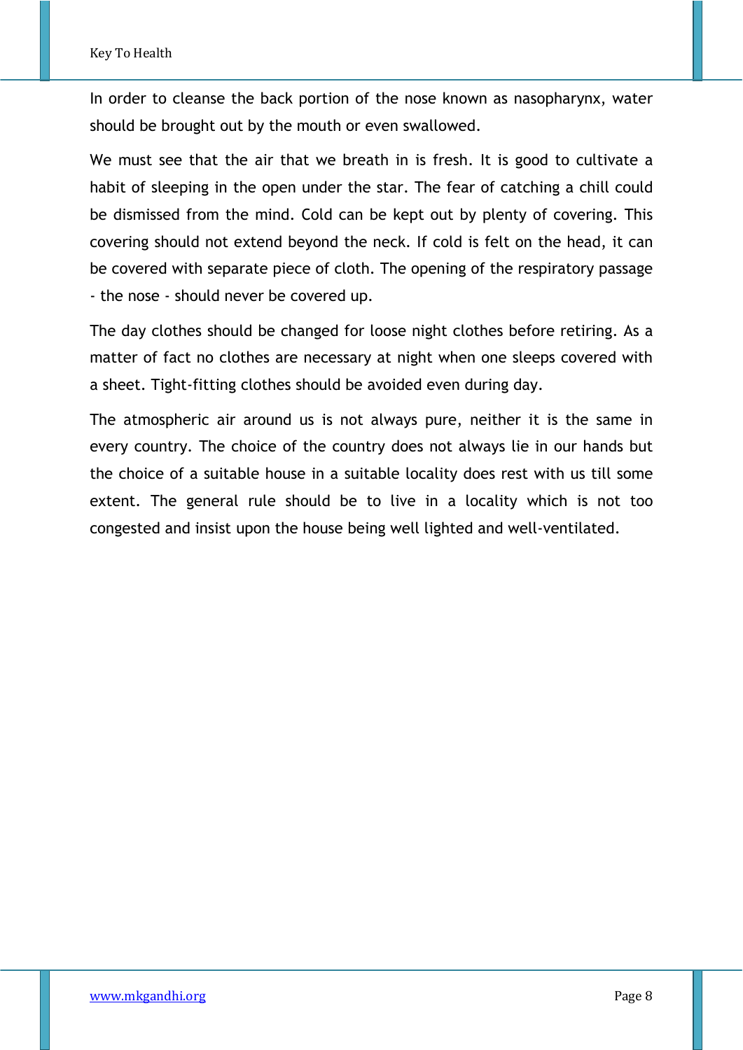In order to cleanse the back portion of the nose known as nasopharynx, water should be brought out by the mouth or even swallowed.

We must see that the air that we breath in is fresh. It is good to cultivate a habit of sleeping in the open under the star. The fear of catching a chill could be dismissed from the mind. Cold can be kept out by plenty of covering. This covering should not extend beyond the neck. If cold is felt on the head, it can be covered with separate piece of cloth. The opening of the respiratory passage - the nose - should never be covered up.

The day clothes should be changed for loose night clothes before retiring. As a matter of fact no clothes are necessary at night when one sleeps covered with a sheet. Tight-fitting clothes should be avoided even during day.

The atmospheric air around us is not always pure, neither it is the same in every country. The choice of the country does not always lie in our hands but the choice of a suitable house in a suitable locality does rest with us till some extent. The general rule should be to live in a locality which is not too congested and insist upon the house being well lighted and well-ventilated.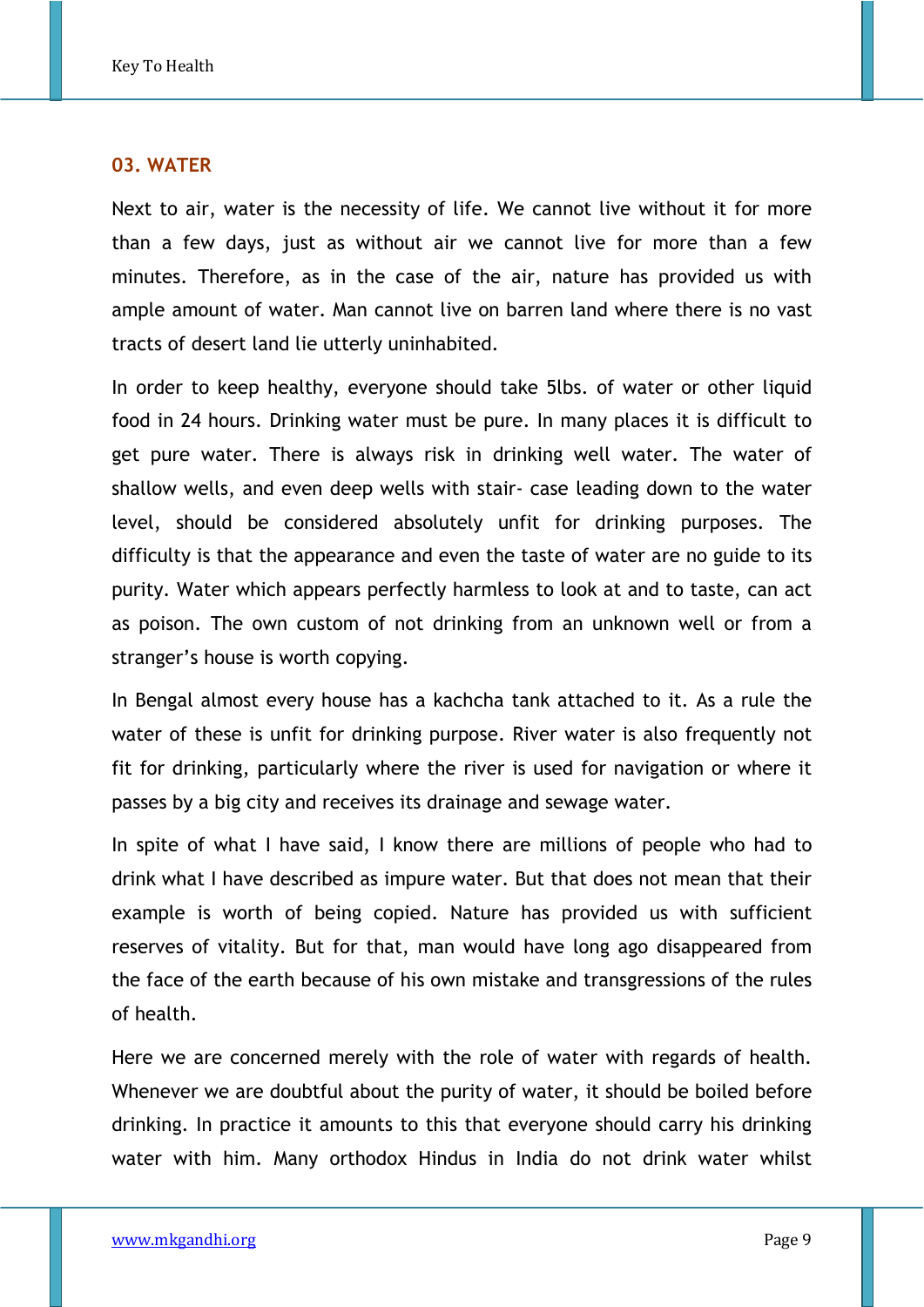## 03. WATER

Next to air, water is the necessity of life. We cannot live without it for more than a few days, just as without air we cannot live for more than a few minutes. Therefore, as in the case of the air, nature has provided us with ample amount of water. Man cannot live on barren land where there is no vast tracts of desert land lie utterly uninhabited.

In order to keep healthy, everyone should take 5lbs. of water or other liquid food in 24 hours. Drinking water must be pure. In many places it is difficult to get pure water. There is always risk in drinking well water. The water of shallow wells, and even deep wells with stair- case leading down to the water level, should be considered absolutely unfit for drinking purposes. The difficulty is that the appearance and even the taste of water are no guide to its purity. Water which appears perfectly harmless to look at and to taste, can act as poison. The own custom of not drinking from an unknown well or from a stranger's house is worth copying.

In Bengal almost every house has a kachcha tank attached to it. As a rule the water of these is unfit for drinking purpose. River water is also frequently not fit for drinking, particularly where the river is used for navigation or where it passes by a big city and receives its drainage and sewage water.

In spite of what I have said, I know there are millions of people who had to drink what I have described as impure water. But that does not mean that their example is worth of being copied. Nature has provided us with sufficient reserves of vitality. But for that, man would have long ago disappeared from the face of the earth because of his own mistake and transgressions of the rules of health.

Here we are concerned merely with the role of water with regards of health. Whenever we are doubtful about the purity of water, it should be boiled before drinking. In practice it amounts to this that everyone should carry his drinking water with him. Many orthodox Hindus in India do not drink water whilst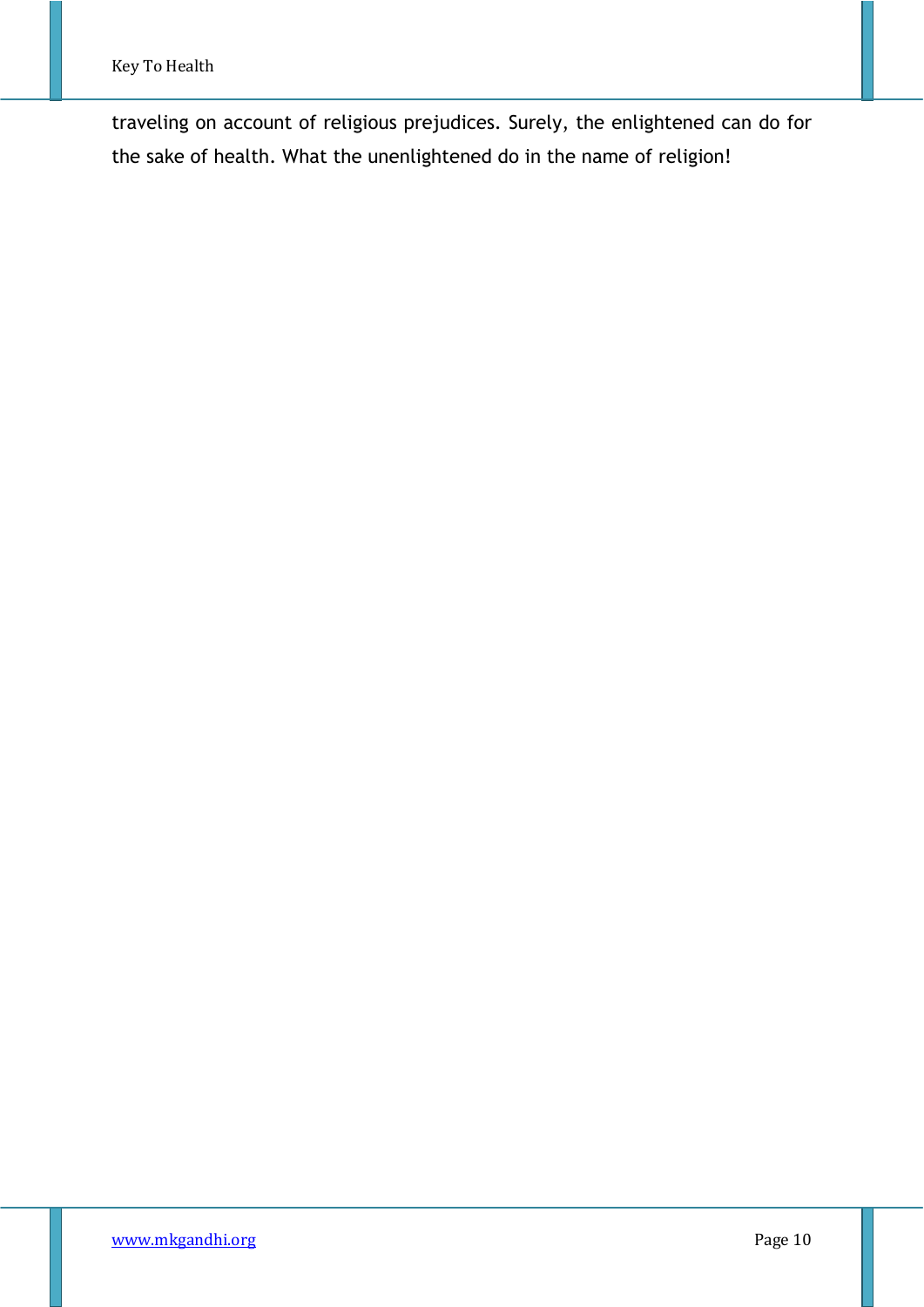traveling on account of religious prejudices. Surely, the enlightened can do for the sake of health. What the unenlightened do in the name of religion!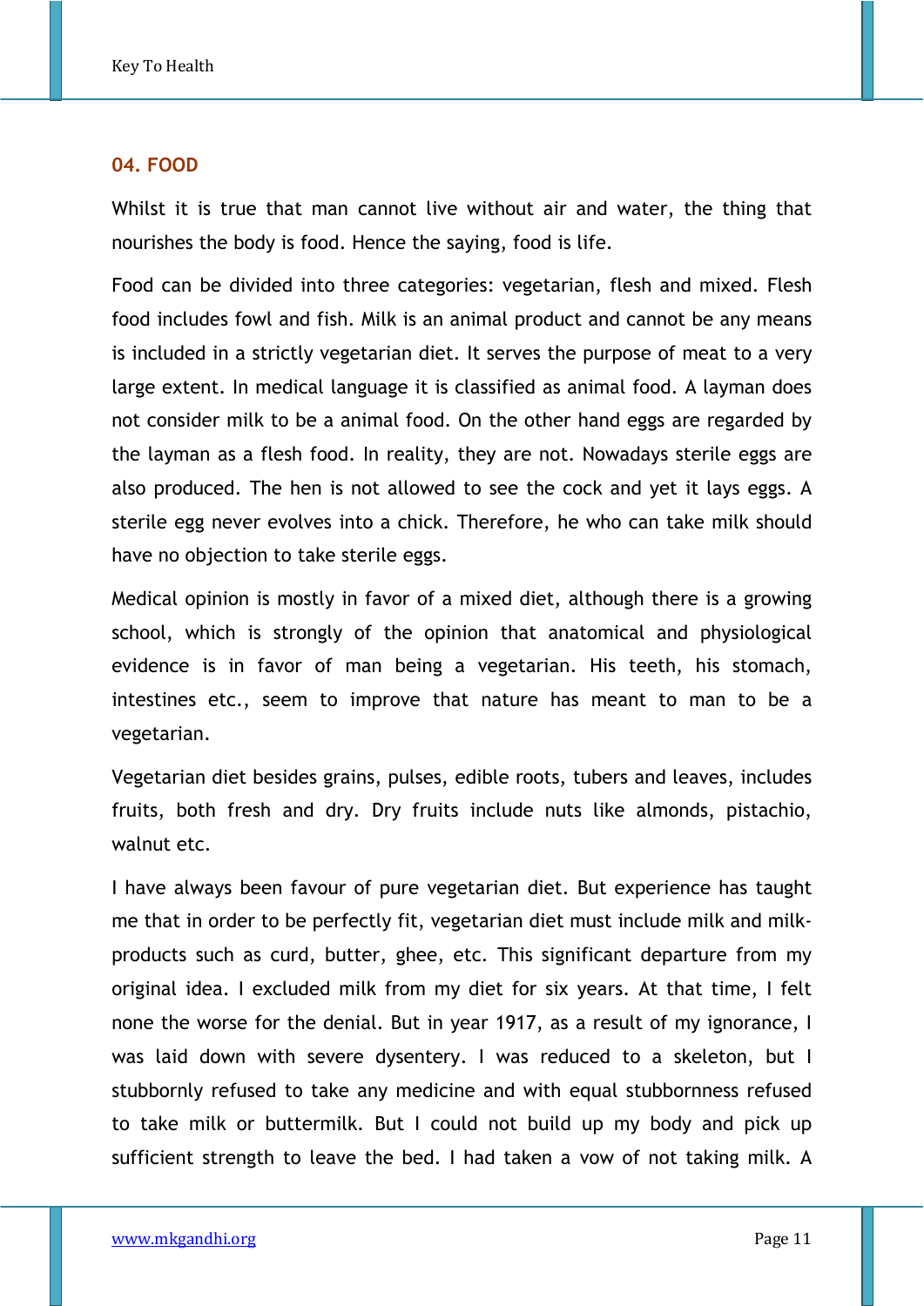## 04. FOOD

Whilst it is true that man cannot live without air and water, the thing that nourishes the body is food. Hence the saying, food is life.

Food can be divided into three categories: vegetarian, flesh and mixed. Flesh food includes fowl and fish. Milk is an animal product and cannot be any means is included in a strictly vegetarian diet. It serves the purpose of meat to a very large extent. In medical language it is classified as animal food. A layman does not consider milk to be a animal food. On the other hand eggs are regarded by the layman as a flesh food. In reality, they are not. Nowadays sterile eggs are also produced. The hen is not allowed to see the cock and yet it lays eggs. A sterile egg never evolves into a chick. Therefore, he who can take milk should have no objection to take sterile eggs.

Medical opinion is mostly in favor of a mixed diet, although there is a growing school, which is strongly of the opinion that anatomical and physiological evidence is in favor of man being a vegetarian. His teeth, his stomach, intestines etc., seem to improve that nature has meant to man to be a vegetarian.

Vegetarian diet besides grains, pulses, edible roots, tubers and leaves, includes fruits, both fresh and dry. Dry fruits include nuts like almonds, pistachio, walnut etc.

I have always been favour of pure vegetarian diet. But experience has taught me that in order to be perfectly fit, vegetarian diet must include milk and milk-products such as curd, butter, ghee, etc. This significant departure from my original idea. I excluded milk from my diet for six years. At that time, I felt none the worse for the denial. But in year 1917, as a result of my ignorance, I was laid down with severe dysentery. I was reduced to a skeleton, but I stubbornly refused to take any medicine and with equal stubbornness refused to take milk or buttermilk. But I could not build up my body and pick up sufficient strength to leave the bed. I had taken a vow of not taking milk. A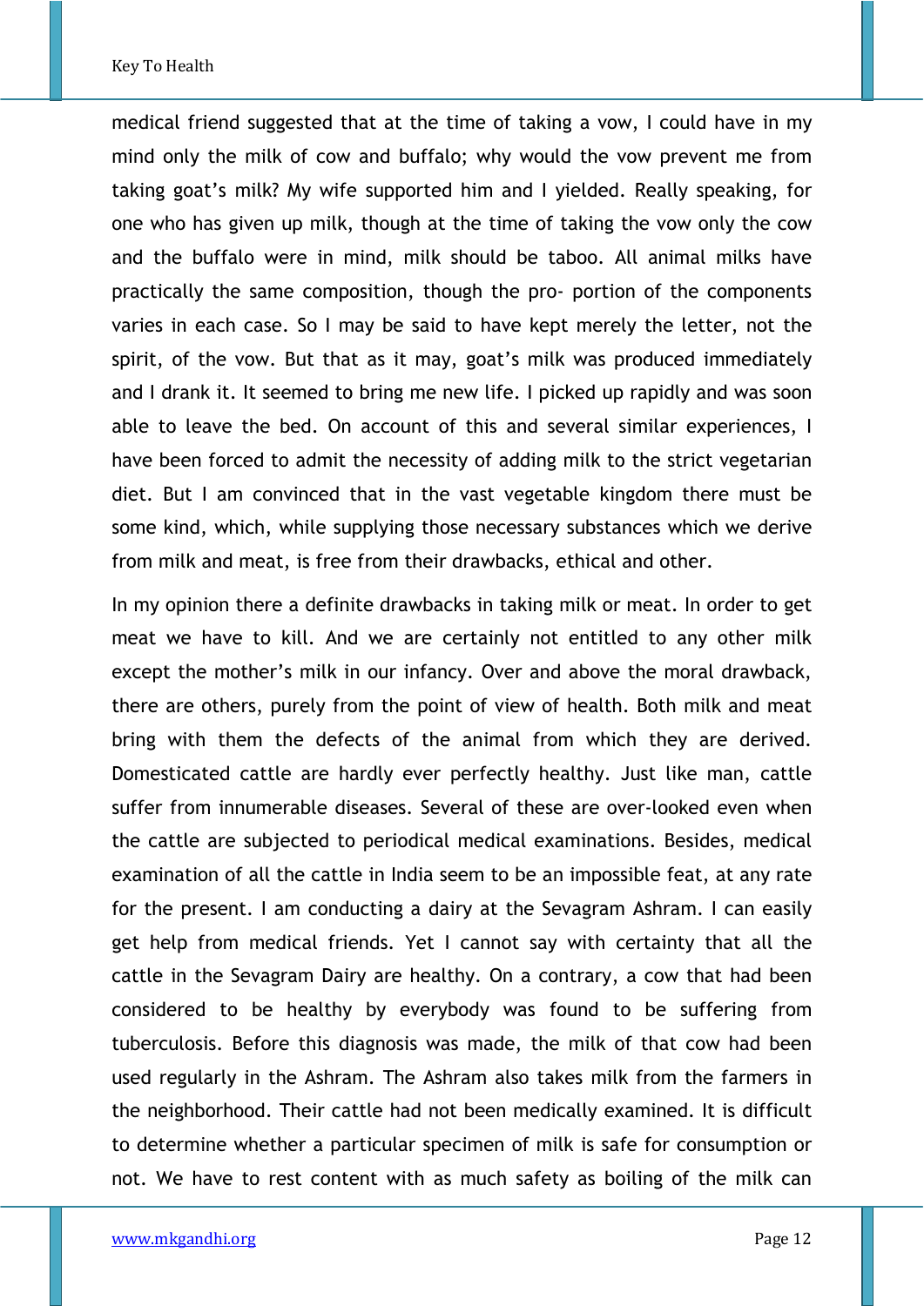medical friend suggested that at the time of taking a vow, I could have in my mind only the milk of cow and buffalo; why would the vow prevent me from taking goat's milk? My wife supported him and I yielded. Really speaking, for one who has given up milk, though at the time of taking the vow only the cow and the buffalo were in mind, milk should be taboo. All animal milks have practically the same composition, though the pro- portion of the components varies in each case. So I may be said to have kept merely the letter, not the spirit, of the vow. But that as it may, goat's milk was produced immediately and I drank it. It seemed to bring me new life. I picked up rapidly and was soon able to leave the bed. On account of this and several similar experiences, I have been forced to admit the necessity of adding milk to the strict vegetarian diet. But I am convinced that in the vast vegetable kingdom there must be some kind, which, while supplying those necessary substances which we derive from milk and meat, is free from their drawbacks, ethical and other.

In my opinion there a definite drawbacks in taking milk or meat. In order to get meat we have to kill. And we are certainly not entitled to any other milk except the mother's milk in our infancy. Over and above the moral drawback, there are others, purely from the point of view of health. Both milk and meat bring with them the defects of the animal from which they are derived. Domesticated cattle are hardly ever perfectly healthy. Just like man, cattle suffer from innumerable diseases. Several of these are over-looked even when the cattle are subjected to periodical medical examinations. Besides, medical examination of all the cattle in India seem to be an impossible feat, at any rate for the present. I am conducting a dairy at the Sevagram Ashram. I can easily get help from medical friends. Yet I cannot say with certainty that all the cattle in the Sevagram Dairy are healthy. On a contrary, a cow that had been considered to be healthy by everybody was found to be suffering from tuberculosis. Before this diagnosis was made, the milk of that cow had been used regularly in the Ashram. The Ashram also takes milk from the farmers in the neighborhood. Their cattle had not been medically examined. It is difficult to determine whether a particular specimen of milk is safe for consumption or not. We have to rest content with as much safety as boiling of the milk can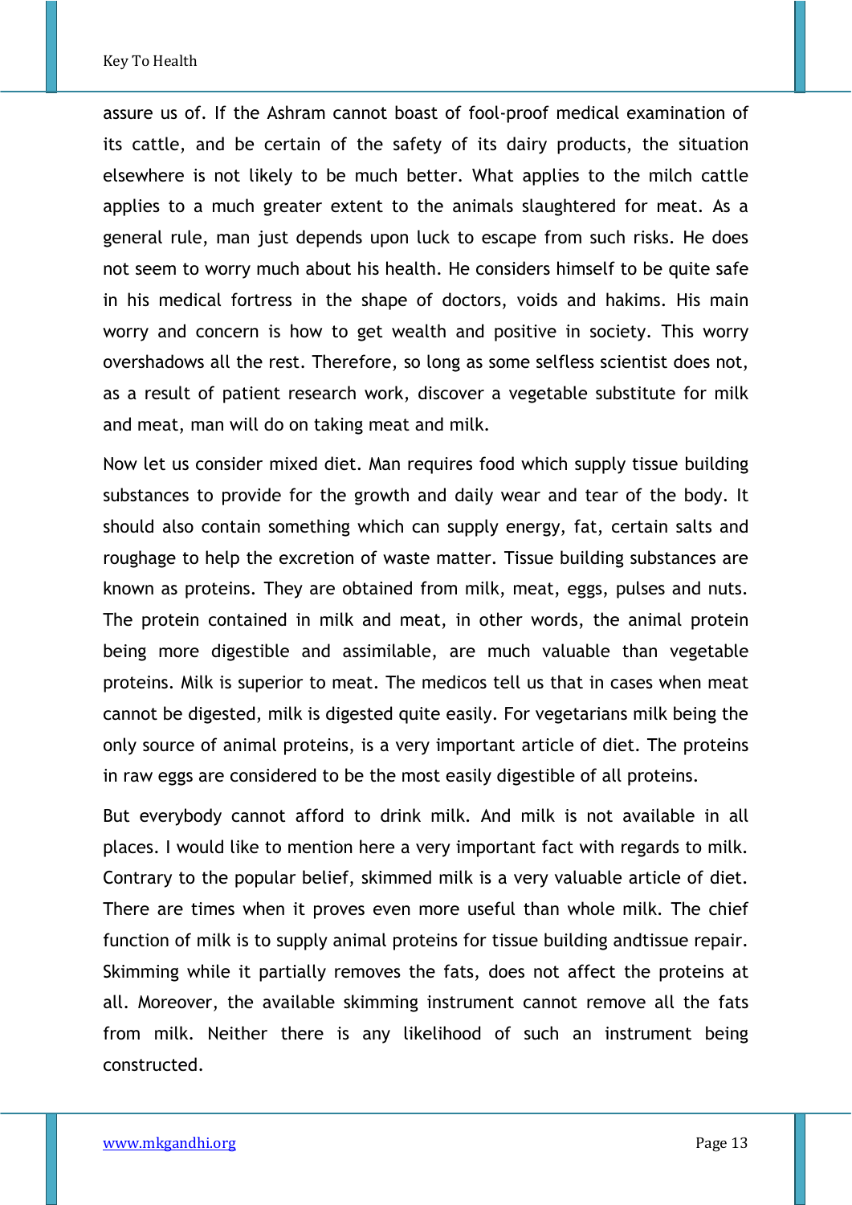assure us of. If the Ashram cannot boast of fool-proof medical examination of its cattle, and be certain of the safety of its dairy products, the situation elsewhere is not likely to be much better. What applies to the milch cattle applies to a much greater extent to the animals slaughtered for meat. As a general rule, man just depends upon luck to escape from such risks. He does not seem to worry much about his health. He considers himself to be quite safe in his medical fortress in the shape of doctors, voids and hakims. His main worry and concern is how to get wealth and positive in society. This worry overshadows all the rest. Therefore, so long as some selfless scientist does not, as a result of patient research work, discover a vegetable substitute for milk and meat, man will do on taking meat and milk.

Now let us consider mixed diet. Man requires food which supply tissue building substances to provide for the growth and daily wear and tear of the body. It should also contain something which can supply energy, fat, certain salts and roughage to help the excretion of waste matter. Tissue building substances are known as proteins. They are obtained from milk, meat, eggs, pulses and nuts. The protein contained in milk and meat, in other words, the animal protein being more digestible and assimilable, are much valuable than vegetable proteins. Milk is superior to meat. The medicos tell us that in cases when meat cannot be digested, milk is digested quite easily. For vegetarians milk being the only source of animal proteins, is a very important article of diet. The proteins in raw eggs are considered to be the most easily digestible of all proteins.

But everybody cannot afford to drink milk. And milk is not available in all places. I would like to mention here a very important fact with regards to milk. Contrary to the popular belief, skimmed milk is a very valuable article of diet. There are times when it proves even more useful than whole milk. The chief function of milk is to supply animal proteins for tissue building andtissue repair. Skimming while it partially removes the fats, does not affect the proteins at all. Moreover, the available skimming instrument cannot remove all the fats from milk. Neither there is any likelihood of such an instrument being constructed.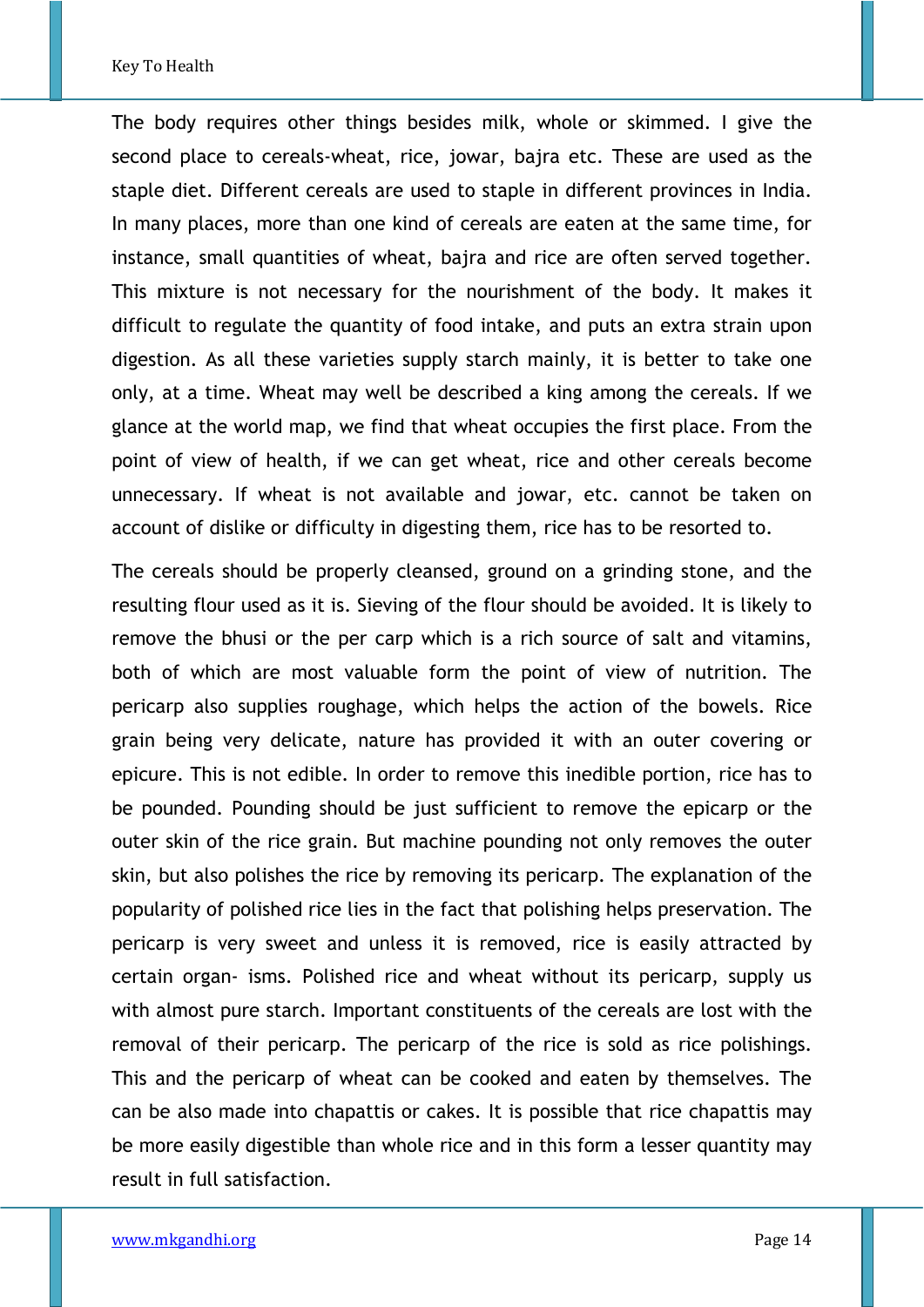The body requires other things besides milk, whole or skimmed. I give the second place to cereals-wheat, rice, jowar, bajra etc. These are used as the staple diet. Different cereals are used to staple in different provinces in India. In many places, more than one kind of cereals are eaten at the same time, for instance, small quantities of wheat, bajra and rice are often served together. This mixture is not necessary for the nourishment of the body. It makes it difficult to regulate the quantity of food intake, and puts an extra strain upon digestion. As all these varieties supply starch mainly, it is better to take one only, at a time. Wheat may well be described a king among the cereals. If we glance at the world map, we find that wheat occupies the first place. From the point of view of health, if we can get wheat, rice and other cereals become unnecessary. If wheat is not available and jowar, etc. cannot be taken on account of dislike or difficulty in digesting them, rice has to be resorted to.

The cereals should be properly cleansed, ground on a grinding stone, and the resulting flour used as it is. Sieving of the flour should be avoided. It is likely to remove the bhusi or the per carp which is a rich source of salt and vitamins, both of which are most valuable form the point of view of nutrition. The pericarp also supplies roughage, which helps the action of the bowels. Rice grain being very delicate, nature has provided it with an outer covering or epicure. This is not edible. In order to remove this inedible portion, rice has to be pounded. Pounding should be just sufficient to remove the epicarp or the outer skin of the rice grain. But machine pounding not only removes the outer skin, but also polishes the rice by removing its pericarp. The explanation of the popularity of polished rice lies in the fact that polishing helps preservation. The pericarp is very sweet and unless it is removed, rice is easily attracted by certain organ- isms. Polished rice and wheat without its pericarp, supply us with almost pure starch. Important constituents of the cereals are lost with the removal of their pericarp. The pericarp of the rice is sold as rice polishings. This and the pericarp of wheat can be cooked and eaten by themselves. The can be also made into chapattis or cakes. It is possible that rice chapattis may be more easily digestible than whole rice and in this form a lesser quantity may result in full satisfaction.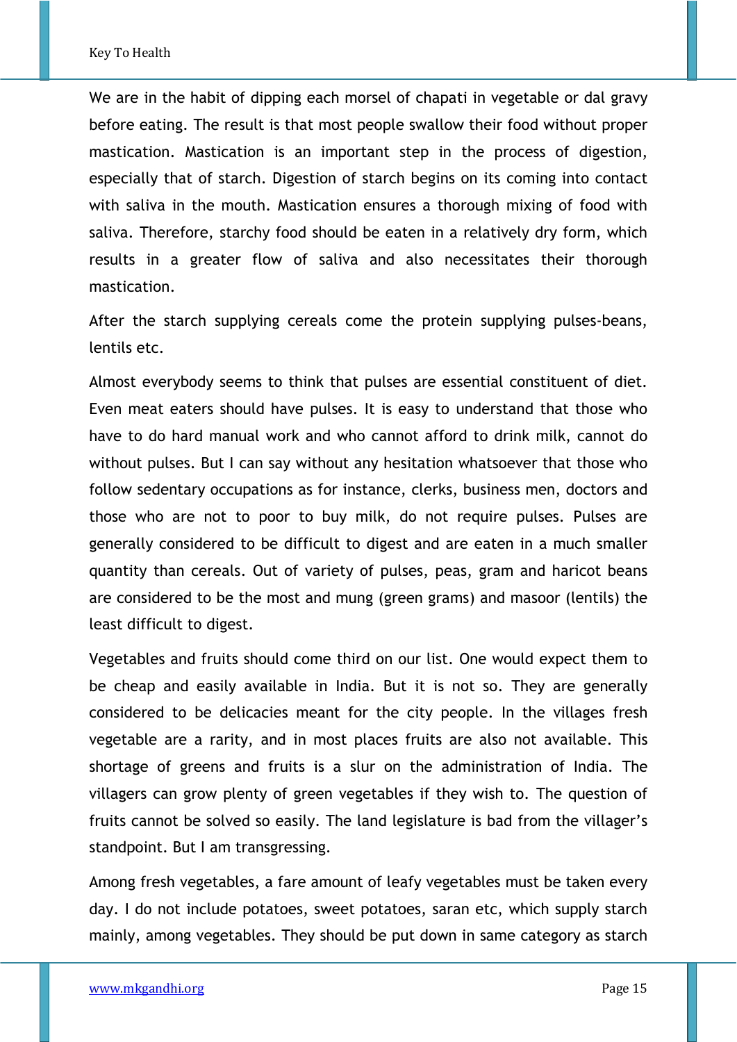We are in the habit of dipping each morsel of chapati in vegetable or dal gravy before eating. The result is that most people swallow their food without proper mastication. Mastication is an important step in the process of digestion, especially that of starch. Digestion of starch begins on its coming into contact with saliva in the mouth. Mastication ensures a thorough mixing of food with saliva. Therefore, starchy food should be eaten in a relatively dry form, which results in a greater flow of saliva and also necessitates their thorough mastication.

After the starch supplying cereals come the protein supplying pulses-beans, lentils etc.

Almost everybody seems to think that pulses are essential constituent of diet. Even meat eaters should have pulses. It is easy to understand that those who have to do hard manual work and who cannot afford to drink milk, cannot do without pulses. But I can say without any hesitation whatsoever that those who follow sedentary occupations as for instance, clerks, business men, doctors and those who are not to poor to buy milk, do not require pulses. Pulses are generally considered to be difficult to digest and are eaten in a much smaller quantity than cereals. Out of variety of pulses, peas, gram and haricot beans are considered to be the most and mung (green grams) and masoor (lentils) the least difficult to digest.

Vegetables and fruits should come third on our list. One would expect them to be cheap and easily available in India. But it is not so. They are generally considered to be delicacies meant for the city people. In the villages fresh vegetable are a rarity, and in most places fruits are also not available. This shortage of greens and fruits is a slur on the administration of India. The villagers can grow plenty of green vegetables if they wish to. The question of fruits cannot be solved so easily. The land legislature is bad from the villager's standpoint. But I am transgressing.

Among fresh vegetables, a fare amount of leafy vegetables must be taken every day. I do not include potatoes, sweet potatoes, saran etc, which supply starch mainly, among vegetables. They should be put down in same category as starch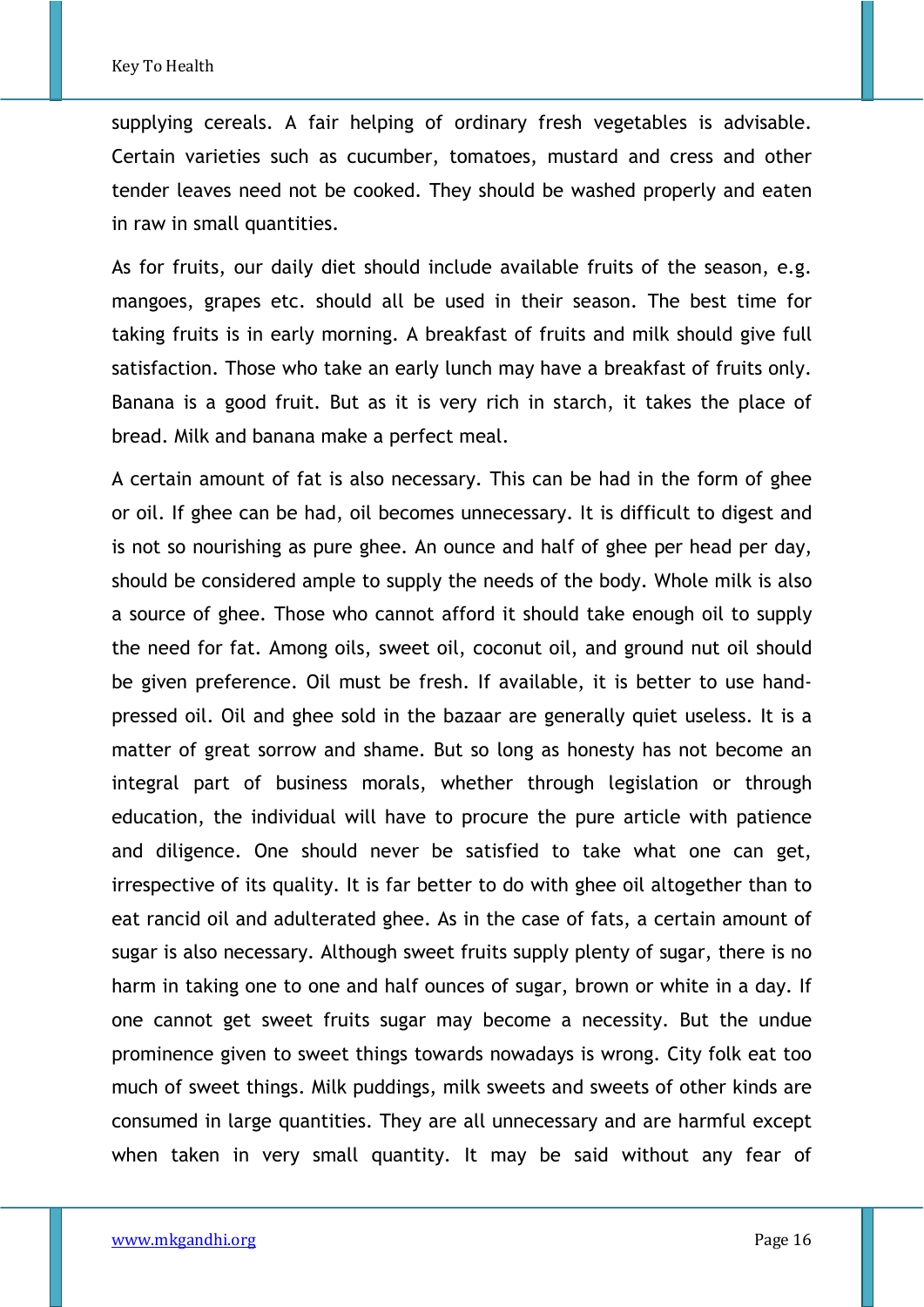supplying cereals. A fair helping of ordinary fresh vegetables is advisable. Certain varieties such as cucumber, tomatoes, mustard and cress and other tender leaves need not be cooked. They should be washed properly and eaten in raw in small quantities.

As for fruits, our daily diet should include available fruits of the season, e.g. mangoes, grapes etc. should all be used in their season. The best time for taking fruits is in early morning. A breakfast of fruits and milk should give full satisfaction. Those who take an early lunch may have a breakfast of fruits only. Banana is a good fruit. But as it is very rich in starch, it takes the place of bread. Milk and banana make a perfect meal.

A certain amount of fat is also necessary. This can be had in the form of ghee or oil. If ghee can be had, oil becomes unnecessary. It is difficult to digest and is not so nourishing as pure ghee. An ounce and half of ghee per head per day, should be considered ample to supply the needs of the body. Whole milk is also a source of ghee. Those who cannot afford it should take enough oil to supply the need for fat. Among oils, sweet oil, coconut oil, and ground nut oil should be given preference. Oil must be fresh. If available, it is better to use hand-pressed oil. Oil and ghee sold in the bazaar are generally quiet useless. It is a matter of great sorrow and shame. But so long as honesty has not become an integral part of business morals, whether through legislation or through education, the individual will have to procure the pure article with patience and diligence. One should never be satisfied to take what one can get, irrespective of its quality. It is far better to do with ghee oil altogether than to eat rancid oil and adulterated ghee. As in the case of fats, a certain amount of sugar is also necessary. Although sweet fruits supply plenty of sugar, there is no harm in taking one to one and half ounces of sugar, brown or white in a day. If one cannot get sweet fruits sugar may become a necessity. But the undue prominence given to sweet things towards nowadays is wrong. City folk eat too much of sweet things. Milk puddings, milk sweets and sweets of other kinds are consumed in large quantities. They are all unnecessary and are harmful except when taken in very small quantity. It may be said without any fear of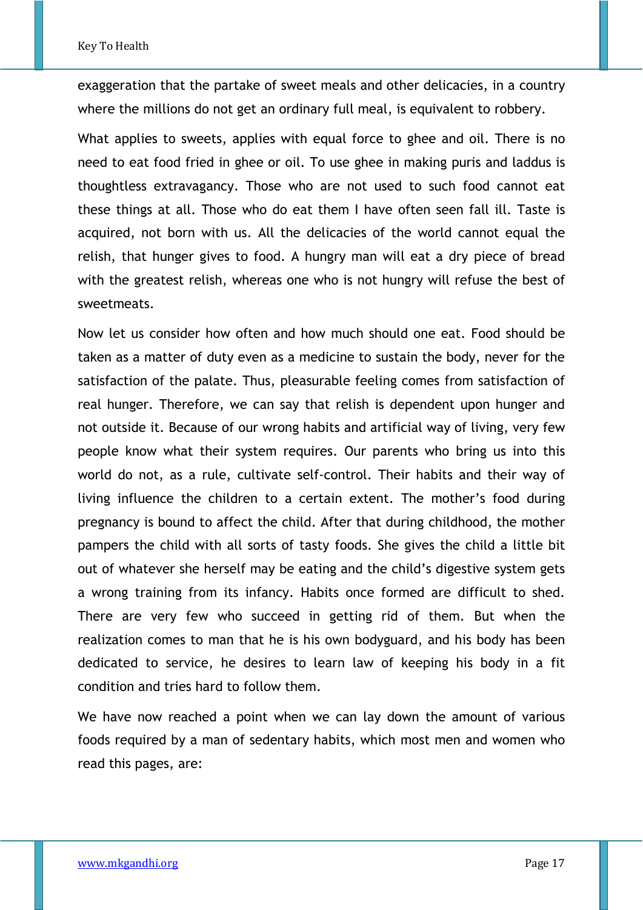exaggeration that the partake of sweet meals and other delicacies, in a country where the millions do not get an ordinary full meal, is equivalent to robbery.

What applies to sweets, applies with equal force to ghee and oil. There is no need to eat food fried in ghee or oil. To use ghee in making puris and laddus is thoughtless extravagancy. Those who are not used to such food cannot eat these things at all. Those who do eat them I have often seen fall ill. Taste is acquired, not born with us. All the delicacies of the world cannot equal the relish, that hunger gives to food. A hungry man will eat a dry piece of bread with the greatest relish, whereas one who is not hungry will refuse the best of sweetmeats.

Now let us consider how often and how much should one eat. Food should be taken as a matter of duty even as a medicine to sustain the body, never for the satisfaction of the palate. Thus, pleasurable feeling comes from satisfaction of real hunger. Therefore, we can say that relish is dependent upon hunger and not outside it. Because of our wrong habits and artificial way of living, very few people know what their system requires. Our parents who bring us into this world do not, as a rule, cultivate self-control. Their habits and their way of living influence the children to a certain extent. The mother's food during pregnancy is bound to affect the child. After that during childhood, the mother pampers the child with all sorts of tasty foods. She gives the child a little bit out of whatever she herself may be eating and the child's digestive system gets a wrong training from its infancy. Habits once formed are difficult to shed. There are very few who succeed in getting rid of them. But when the realization comes to man that he is his own bodyguard, and his body has been dedicated to service, he desires to learn law of keeping his body in a fit condition and tries hard to follow them.

We have now reached a point when we can lay down the amount of various foods required by a man of sedentary habits, which most men and women who read this pages, are: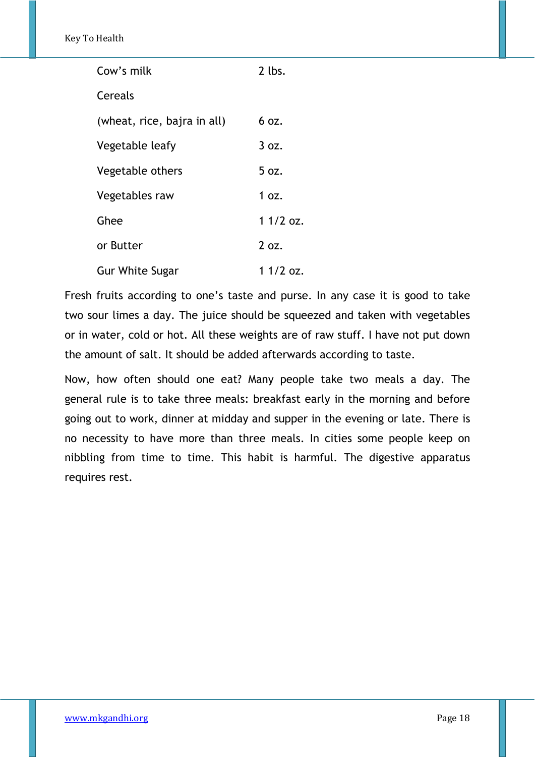| | |
|---|---|
| Cow's milk | 2 lbs. |
| Cereals | |
| (wheat, rice, bajra in all) | 6 oz. |
| Vegetable leafy | 3 oz. |
| Vegetable others | 5 oz. |
| Vegetables raw | 1 oz. |
| Ghee | 1 1/2 oz. |
| or Butter | 2 oz. |
| Gur White Sugar | 1 1/2 oz. |

Fresh fruits according to one's taste and purse. In any case it is good to take two sour limes a day. The juice should be squeezed and taken with vegetables or in water, cold or hot. All these weights are of raw stuff. I have not put down the amount of salt. It should be added afterwards according to taste.

Now, how often should one eat? Many people take two meals a day. The general rule is to take three meals: breakfast early in the morning and before going out to work, dinner at midday and supper in the evening or late. There is no necessity to have more than three meals. In cities some people keep on nibbling from time to time. This habit is harmful. The digestive apparatus requires rest.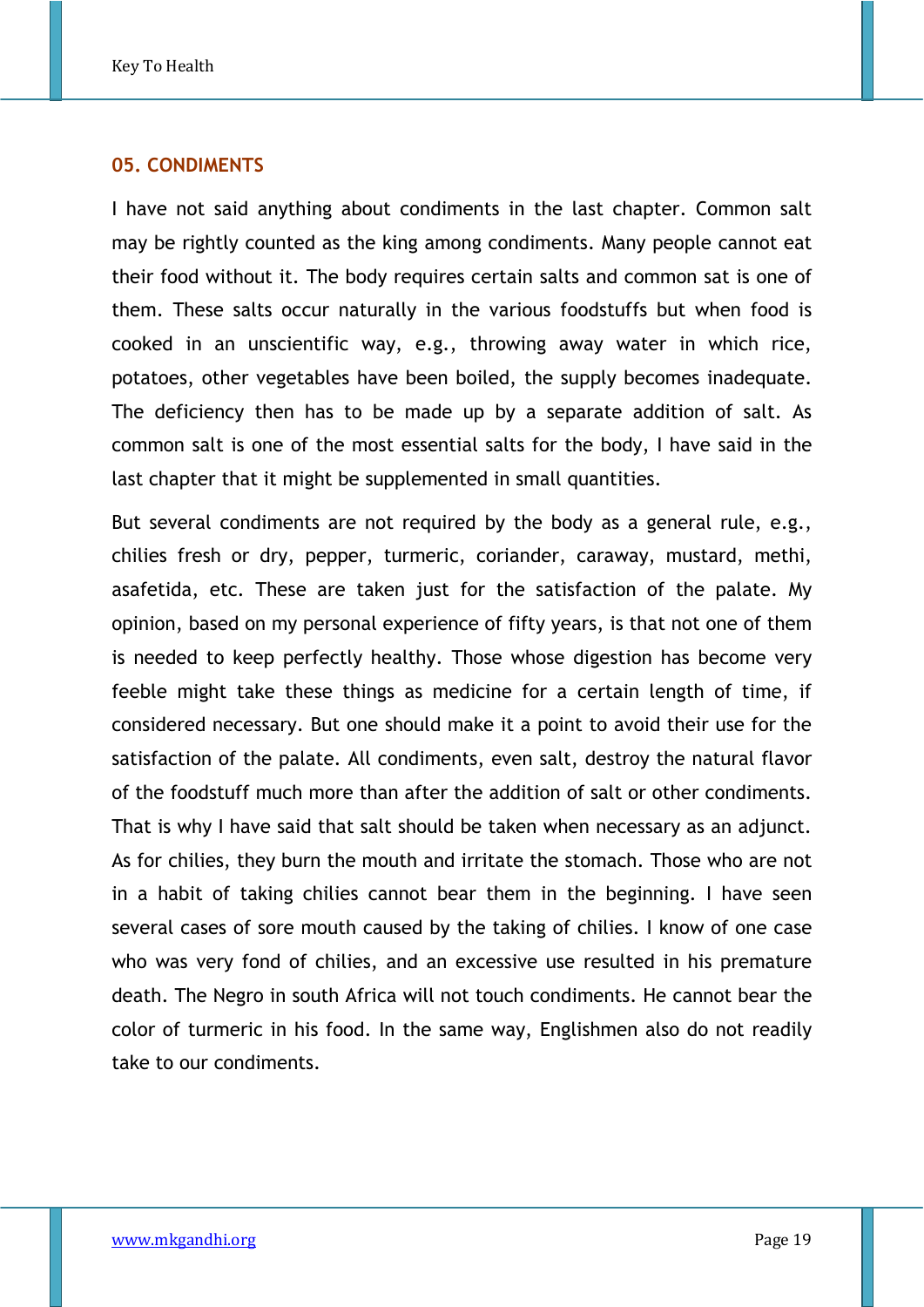## 05. CONDIMENTS

I have not said anything about condiments in the last chapter. Common salt may be rightly counted as the king among condiments. Many people cannot eat their food without it. The body requires certain salts and common sat is one of them. These salts occur naturally in the various foodstuffs but when food is cooked in an unscientific way, e.g., throwing away water in which rice, potatoes, other vegetables have been boiled, the supply becomes inadequate. The deficiency then has to be made up by a separate addition of salt. As common salt is one of the most essential salts for the body, I have said in the last chapter that it might be supplemented in small quantities.

But several condiments are not required by the body as a general rule, e.g., chilies fresh or dry, pepper, turmeric, coriander, caraway, mustard, methi, asafetida, etc. These are taken just for the satisfaction of the palate. My opinion, based on my personal experience of fifty years, is that not one of them is needed to keep perfectly healthy. Those whose digestion has become very feeble might take these things as medicine for a certain length of time, if considered necessary. But one should make it a point to avoid their use for the satisfaction of the palate. All condiments, even salt, destroy the natural flavor of the foodstuff much more than after the addition of salt or other condiments. That is why I have said that salt should be taken when necessary as an adjunct. As for chilies, they burn the mouth and irritate the stomach. Those who are not in a habit of taking chilies cannot bear them in the beginning. I have seen several cases of sore mouth caused by the taking of chilies. I know of one case who was very fond of chilies, and an excessive use resulted in his premature death. The Negro in south Africa will not touch condiments. He cannot bear the color of turmeric in his food. In the same way, Englishmen also do not readily take to our condiments.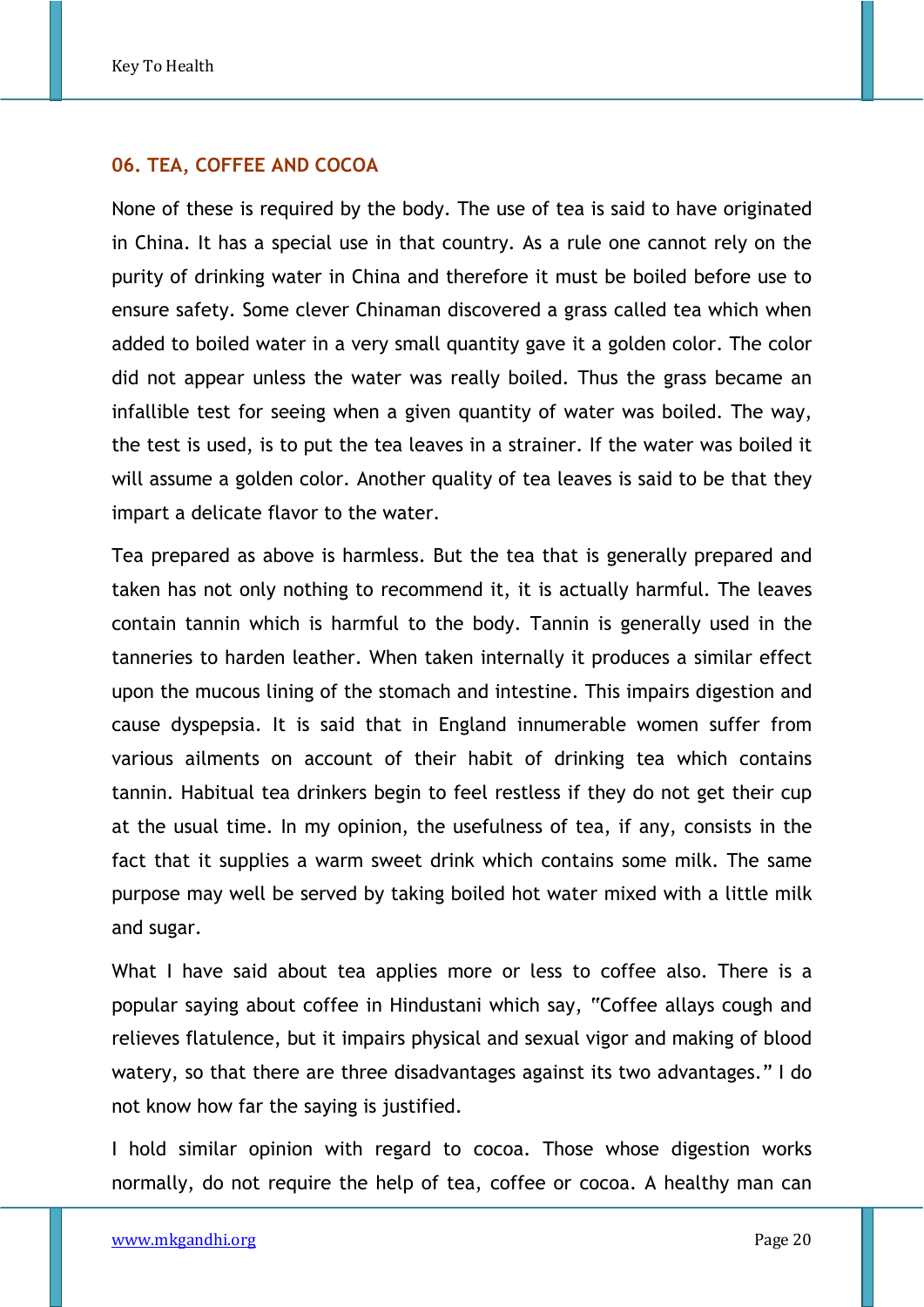## 06. TEA, COFFEE AND COCOA

None of these is required by the body. The use of tea is said to have originated in China. It has a special use in that country. As a rule one cannot rely on the purity of drinking water in China and therefore it must be boiled before use to ensure safety. Some clever Chinaman discovered a grass called tea which when added to boiled water in a very small quantity gave it a golden color. The color did not appear unless the water was really boiled. Thus the grass became an infallible test for seeing when a given quantity of water was boiled. The way, the test is used, is to put the tea leaves in a strainer. If the water was boiled it will assume a golden color. Another quality of tea leaves is said to be that they impart a delicate flavor to the water.

Tea prepared as above is harmless. But the tea that is generally prepared and taken has not only nothing to recommend it, it is actually harmful. The leaves contain tannin which is harmful to the body. Tannin is generally used in the tanneries to harden leather. When taken internally it produces a similar effect upon the mucous lining of the stomach and intestine. This impairs digestion and cause dyspepsia. It is said that in England innumerable women suffer from various ailments on account of their habit of drinking tea which contains tannin. Habitual tea drinkers begin to feel restless if they do not get their cup at the usual time. In my opinion, the usefulness of tea, if any, consists in the fact that it supplies a warm sweet drink which contains some milk. The same purpose may well be served by taking boiled hot water mixed with a little milk and sugar.

What I have said about tea applies more or less to coffee also. There is a popular saying about coffee in Hindustani which say, "Coffee allays cough and relieves flatulence, but it impairs physical and sexual vigor and making of blood watery, so that there are three disadvantages against its two advantages." I do not know how far the saying is justified.

I hold similar opinion with regard to cocoa. Those whose digestion works normally, do not require the help of tea, coffee or cocoa. A healthy man can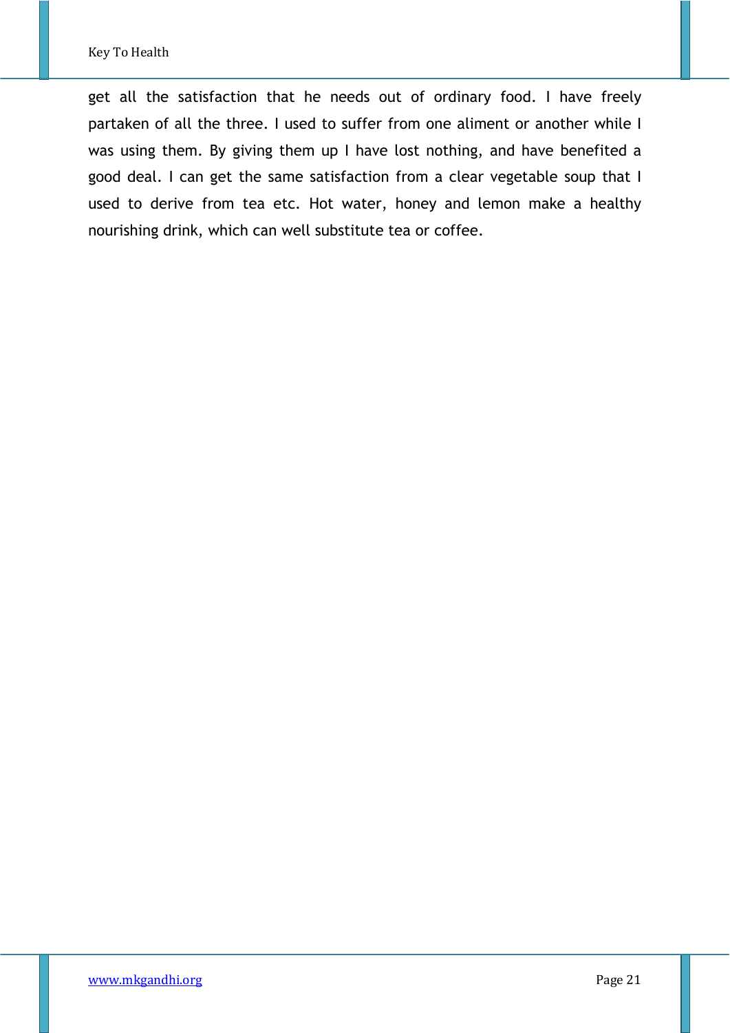get all the satisfaction that he needs out of ordinary food. I have freely partaken of all the three. I used to suffer from one aliment or another while I was using them. By giving them up I have lost nothing, and have benefited a good deal. I can get the same satisfaction from a clear vegetable soup that I used to derive from tea etc. Hot water, honey and lemon make a healthy nourishing drink, which can well substitute tea or coffee.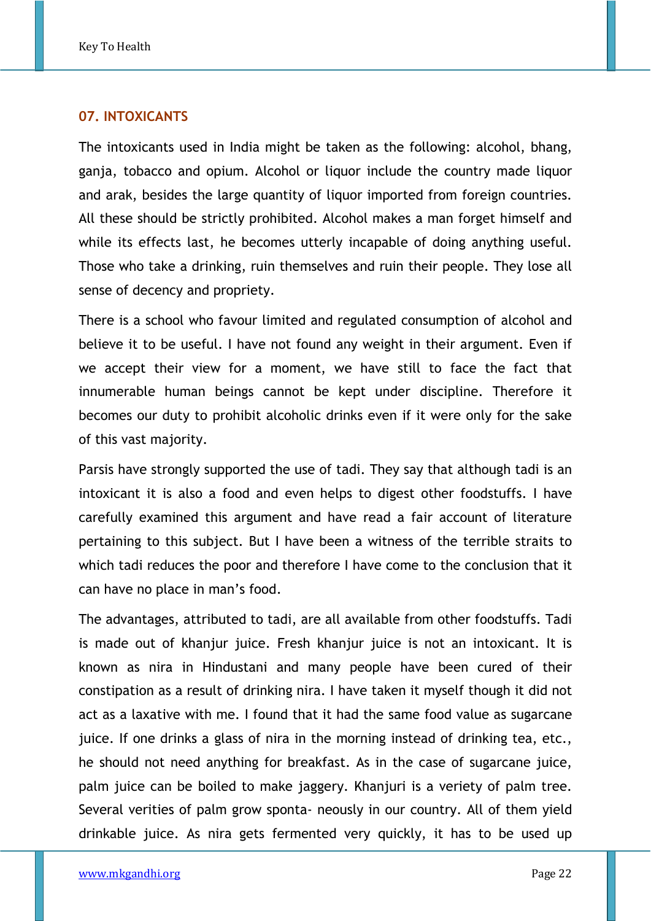## 07. INTOXICANTS

The intoxicants used in India might be taken as the following: alcohol, bhang, ganja, tobacco and opium. Alcohol or liquor include the country made liquor and arak, besides the large quantity of liquor imported from foreign countries. All these should be strictly prohibited. Alcohol makes a man forget himself and while its effects last, he becomes utterly incapable of doing anything useful. Those who take a drinking, ruin themselves and ruin their people. They lose all sense of decency and propriety.

There is a school who favour limited and regulated consumption of alcohol and believe it to be useful. I have not found any weight in their argument. Even if we accept their view for a moment, we have still to face the fact that innumerable human beings cannot be kept under discipline. Therefore it becomes our duty to prohibit alcoholic drinks even if it were only for the sake of this vast majority.

Parsis have strongly supported the use of tadi. They say that although tadi is an intoxicant it is also a food and even helps to digest other foodstuffs. I have carefully examined this argument and have read a fair account of literature pertaining to this subject. But I have been a witness of the terrible straits to which tadi reduces the poor and therefore I have come to the conclusion that it can have no place in man's food.

The advantages, attributed to tadi, are all available from other foodstuffs. Tadi is made out of khanjur juice. Fresh khanjur juice is not an intoxicant. It is known as nira in Hindustani and many people have been cured of their constipation as a result of drinking nira. I have taken it myself though it did not act as a laxative with me. I found that it had the same food value as sugarcane juice. If one drinks a glass of nira in the morning instead of drinking tea, etc., he should not need anything for breakfast. As in the case of sugarcane juice, palm juice can be boiled to make jaggery. Khanjuri is a veriety of palm tree. Several verities of palm grow sponta- neously in our country. All of them yield drinkable juice. As nira gets fermented very quickly, it has to be used up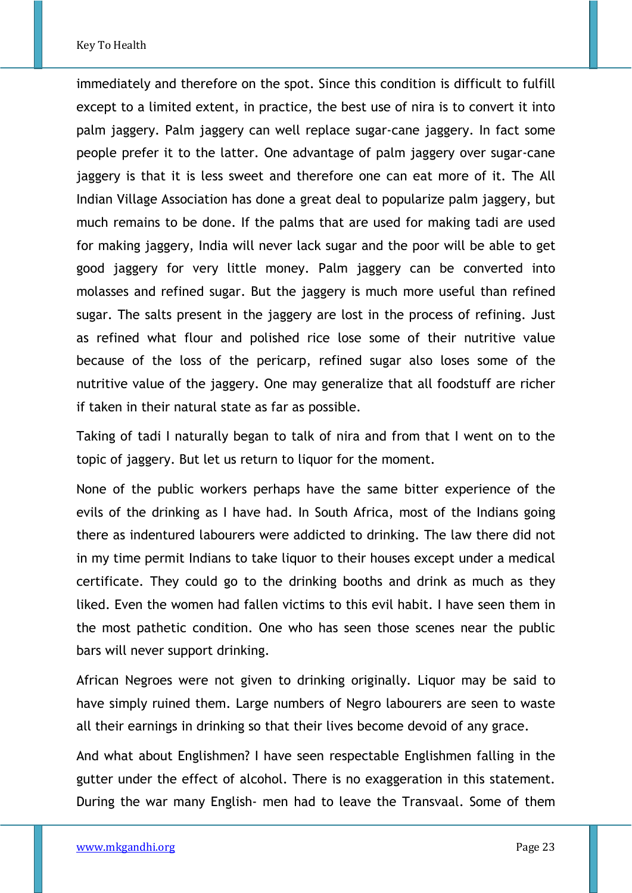immediately and therefore on the spot. Since this condition is difficult to fulfill except to a limited extent, in practice, the best use of nira is to convert it into palm jaggery. Palm jaggery can well replace sugar-cane jaggery. In fact some people prefer it to the latter. One advantage of palm jaggery over sugar-cane jaggery is that it is less sweet and therefore one can eat more of it. The All Indian Village Association has done a great deal to popularize palm jaggery, but much remains to be done. If the palms that are used for making tadi are used for making jaggery, India will never lack sugar and the poor will be able to get good jaggery for very little money. Palm jaggery can be converted into molasses and refined sugar. But the jaggery is much more useful than refined sugar. The salts present in the jaggery are lost in the process of refining. Just as refined what flour and polished rice lose some of their nutritive value because of the loss of the pericarp, refined sugar also loses some of the nutritive value of the jaggery. One may generalize that all foodstuff are richer if taken in their natural state as far as possible.

Taking of tadi I naturally began to talk of nira and from that I went on to the topic of jaggery. But let us return to liquor for the moment.

None of the public workers perhaps have the same bitter experience of the evils of the drinking as I have had. In South Africa, most of the Indians going there as indentured labourers were addicted to drinking. The law there did not in my time permit Indians to take liquor to their houses except under a medical certificate. They could go to the drinking booths and drink as much as they liked. Even the women had fallen victims to this evil habit. I have seen them in the most pathetic condition. One who has seen those scenes near the public bars will never support drinking.

African Negroes were not given to drinking originally. Liquor may be said to have simply ruined them. Large numbers of Negro labourers are seen to waste all their earnings in drinking so that their lives become devoid of any grace.

And what about Englishmen? I have seen respectable Englishmen falling in the gutter under the effect of alcohol. There is no exaggeration in this statement. During the war many English- men had to leave the Transvaal. Some of them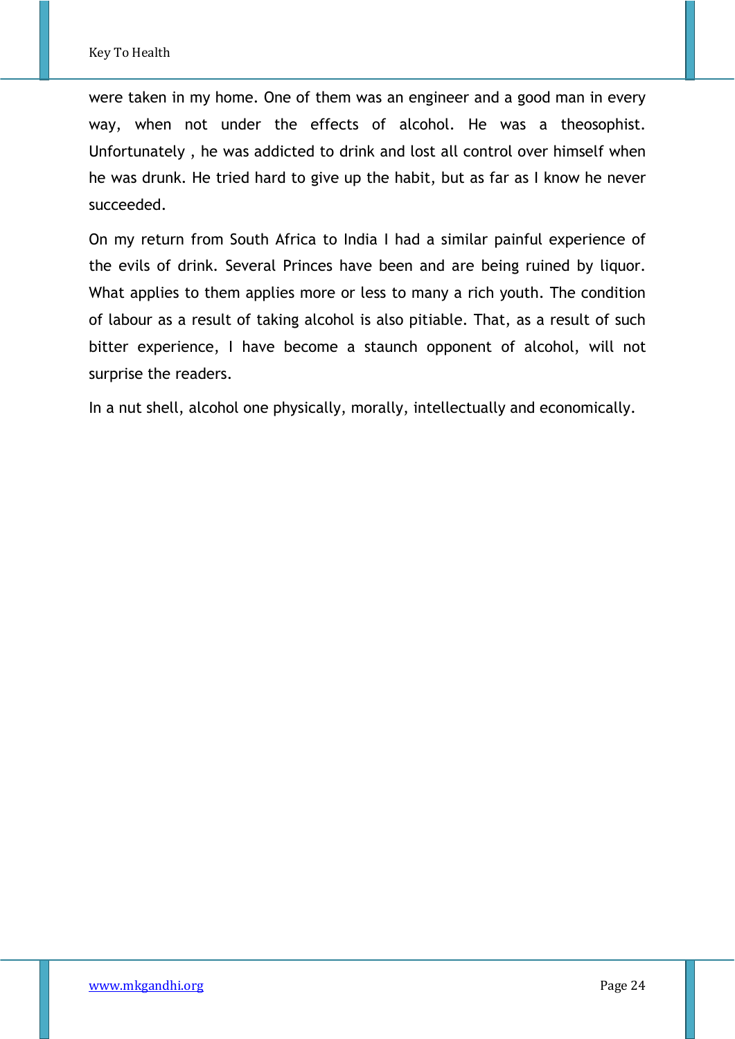were taken in my home. One of them was an engineer and a good man in every way, when not under the effects of alcohol. He was a theosophist. Unfortunately , he was addicted to drink and lost all control over himself when he was drunk. He tried hard to give up the habit, but as far as I know he never succeeded.

On my return from South Africa to India I had a similar painful experience of the evils of drink. Several Princes have been and are being ruined by liquor. What applies to them applies more or less to many a rich youth. The condition of labour as a result of taking alcohol is also pitiable. That, as a result of such bitter experience, I have become a staunch opponent of alcohol, will not surprise the readers.

In a nut shell, alcohol one physically, morally, intellectually and economically.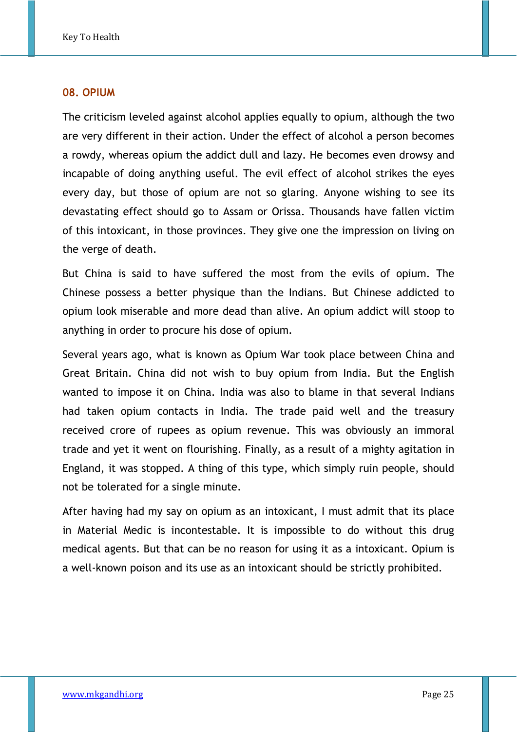## 08. OPIUM

The criticism leveled against alcohol applies equally to opium, although the two are very different in their action. Under the effect of alcohol a person becomes a rowdy, whereas opium the addict dull and lazy. He becomes even drowsy and incapable of doing anything useful. The evil effect of alcohol strikes the eyes every day, but those of opium are not so glaring. Anyone wishing to see its devastating effect should go to Assam or Orissa. Thousands have fallen victim of this intoxicant, in those provinces. They give one the impression on living on the verge of death.

But China is said to have suffered the most from the evils of opium. The Chinese possess a better physique than the Indians. But Chinese addicted to opium look miserable and more dead than alive. An opium addict will stoop to anything in order to procure his dose of opium.

Several years ago, what is known as Opium War took place between China and Great Britain. China did not wish to buy opium from India. But the English wanted to impose it on China. India was also to blame in that several Indians had taken opium contacts in India. The trade paid well and the treasury received crore of rupees as opium revenue. This was obviously an immoral trade and yet it went on flourishing. Finally, as a result of a mighty agitation in England, it was stopped. A thing of this type, which simply ruin people, should not be tolerated for a single minute.

After having had my say on opium as an intoxicant, I must admit that its place in Material Medic is incontestable. It is impossible to do without this drug medical agents. But that can be no reason for using it as a intoxicant. Opium is a well-known poison and its use as an intoxicant should be strictly prohibited.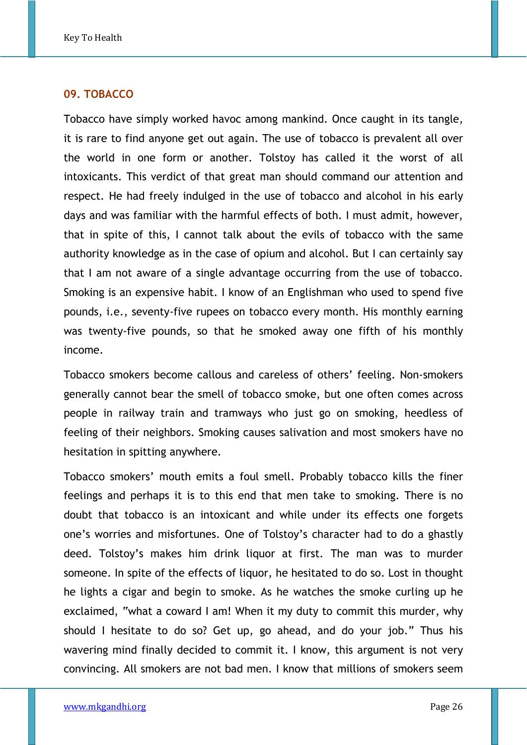## 09. TOBACCO

Tobacco have simply worked havoc among mankind. Once caught in its tangle, it is rare to find anyone get out again. The use of tobacco is prevalent all over the world in one form or another. Tolstoy has called it the worst of all intoxicants. This verdict of that great man should command our attention and respect. He had freely indulged in the use of tobacco and alcohol in his early days and was familiar with the harmful effects of both. I must admit, however, that in spite of this, I cannot talk about the evils of tobacco with the same authority knowledge as in the case of opium and alcohol. But I can certainly say that I am not aware of a single advantage occurring from the use of tobacco. Smoking is an expensive habit. I know of an Englishman who used to spend five pounds, i.e., seventy-five rupees on tobacco every month. His monthly earning was twenty-five pounds, so that he smoked away one fifth of his monthly income.

Tobacco smokers become callous and careless of others' feeling. Non-smokers generally cannot bear the smell of tobacco smoke, but one often comes across people in railway train and tramways who just go on smoking, heedless of feeling of their neighbors. Smoking causes salivation and most smokers have no hesitation in spitting anywhere.

Tobacco smokers' mouth emits a foul smell. Probably tobacco kills the finer feelings and perhaps it is to this end that men take to smoking. There is no doubt that tobacco is an intoxicant and while under its effects one forgets one's worries and misfortunes. One of Tolstoy's character had to do a ghastly deed. Tolstoy's makes him drink liquor at first. The man was to murder someone. In spite of the effects of liquor, he hesitated to do so. Lost in thought he lights a cigar and begin to smoke. As he watches the smoke curling up he exclaimed, "what a coward I am! When it my duty to commit this murder, why should I hesitate to do so? Get up, go ahead, and do your job." Thus his wavering mind finally decided to commit it. I know, this argument is not very convincing. All smokers are not bad men. I know that millions of smokers seem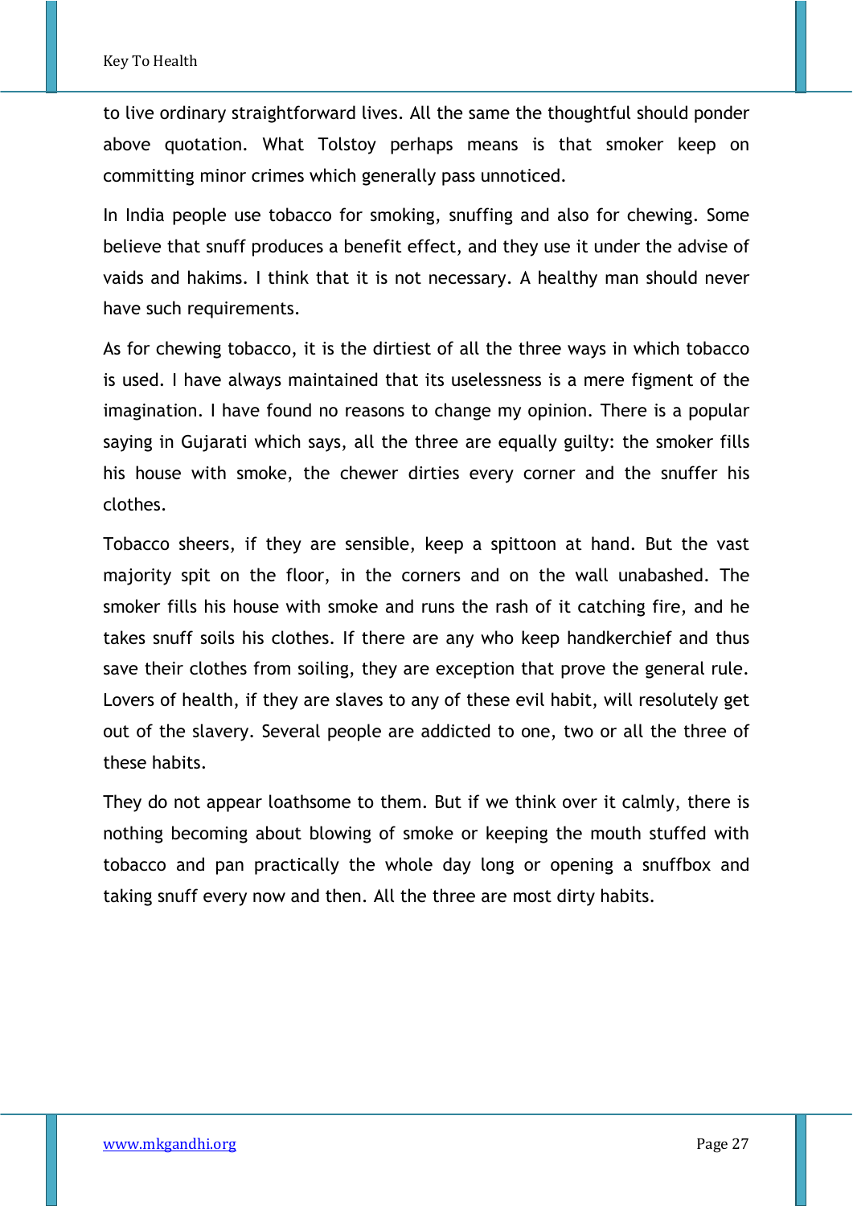to live ordinary straightforward lives. All the same the thoughtful should ponder above quotation. What Tolstoy perhaps means is that smoker keep on committing minor crimes which generally pass unnoticed.

In India people use tobacco for smoking, snuffing and also for chewing. Some believe that snuff produces a benefit effect, and they use it under the advise of vaids and hakims. I think that it is not necessary. A healthy man should never have such requirements.

As for chewing tobacco, it is the dirtiest of all the three ways in which tobacco is used. I have always maintained that its uselessness is a mere figment of the imagination. I have found no reasons to change my opinion. There is a popular saying in Gujarati which says, all the three are equally guilty: the smoker fills his house with smoke, the chewer dirties every corner and the snuffer his clothes.

Tobacco sheers, if they are sensible, keep a spittoon at hand. But the vast majority spit on the floor, in the corners and on the wall unabashed. The smoker fills his house with smoke and runs the rash of it catching fire, and he takes snuff soils his clothes. If there are any who keep handkerchief and thus save their clothes from soiling, they are exception that prove the general rule. Lovers of health, if they are slaves to any of these evil habit, will resolutely get out of the slavery. Several people are addicted to one, two or all the three of these habits.

They do not appear loathsome to them. But if we think over it calmly, there is nothing becoming about blowing of smoke or keeping the mouth stuffed with tobacco and pan practically the whole day long or opening a snuffbox and taking snuff every now and then. All the three are most dirty habits.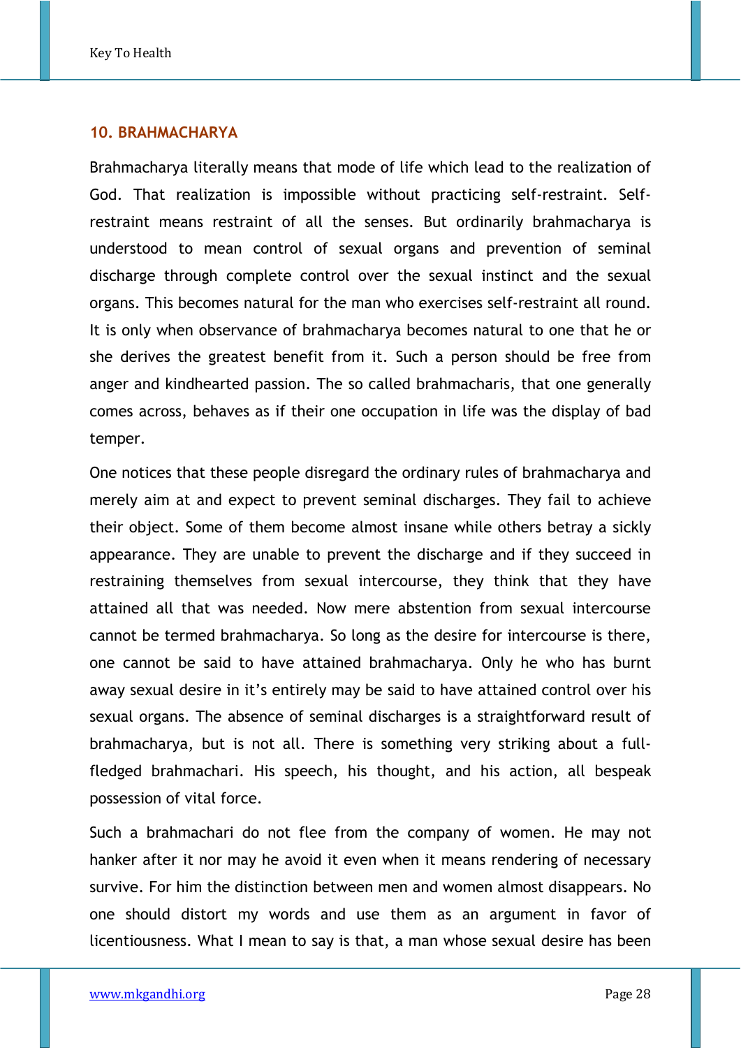## 10. BRAHMACHARYA

Brahmacharya literally means that mode of life which lead to the realization of God. That realization is impossible without practicing self-restraint. Self-restraint means restraint of all the senses. But ordinarily brahmacharya is understood to mean control of sexual organs and prevention of seminal discharge through complete control over the sexual instinct and the sexual organs. This becomes natural for the man who exercises self-restraint all round. It is only when observance of brahmacharya becomes natural to one that he or she derives the greatest benefit from it. Such a person should be free from anger and kindhearted passion. The so called brahmacharis, that one generally comes across, behaves as if their one occupation in life was the display of bad temper.

One notices that these people disregard the ordinary rules of brahmacharya and merely aim at and expect to prevent seminal discharges. They fail to achieve their object. Some of them become almost insane while others betray a sickly appearance. They are unable to prevent the discharge and if they succeed in restraining themselves from sexual intercourse, they think that they have attained all that was needed. Now mere abstention from sexual intercourse cannot be termed brahmacharya. So long as the desire for intercourse is there, one cannot be said to have attained brahmacharya. Only he who has burnt away sexual desire in it's entirely may be said to have attained control over his sexual organs. The absence of seminal discharges is a straightforward result of brahmacharya, but is not all. There is something very striking about a full-fledged brahmachari. His speech, his thought, and his action, all bespeak possession of vital force.

Such a brahmachari do not flee from the company of women. He may not hanker after it nor may he avoid it even when it means rendering of necessary survive. For him the distinction between men and women almost disappears. No one should distort my words and use them as an argument in favor of licentiousness. What I mean to say is that, a man whose sexual desire has been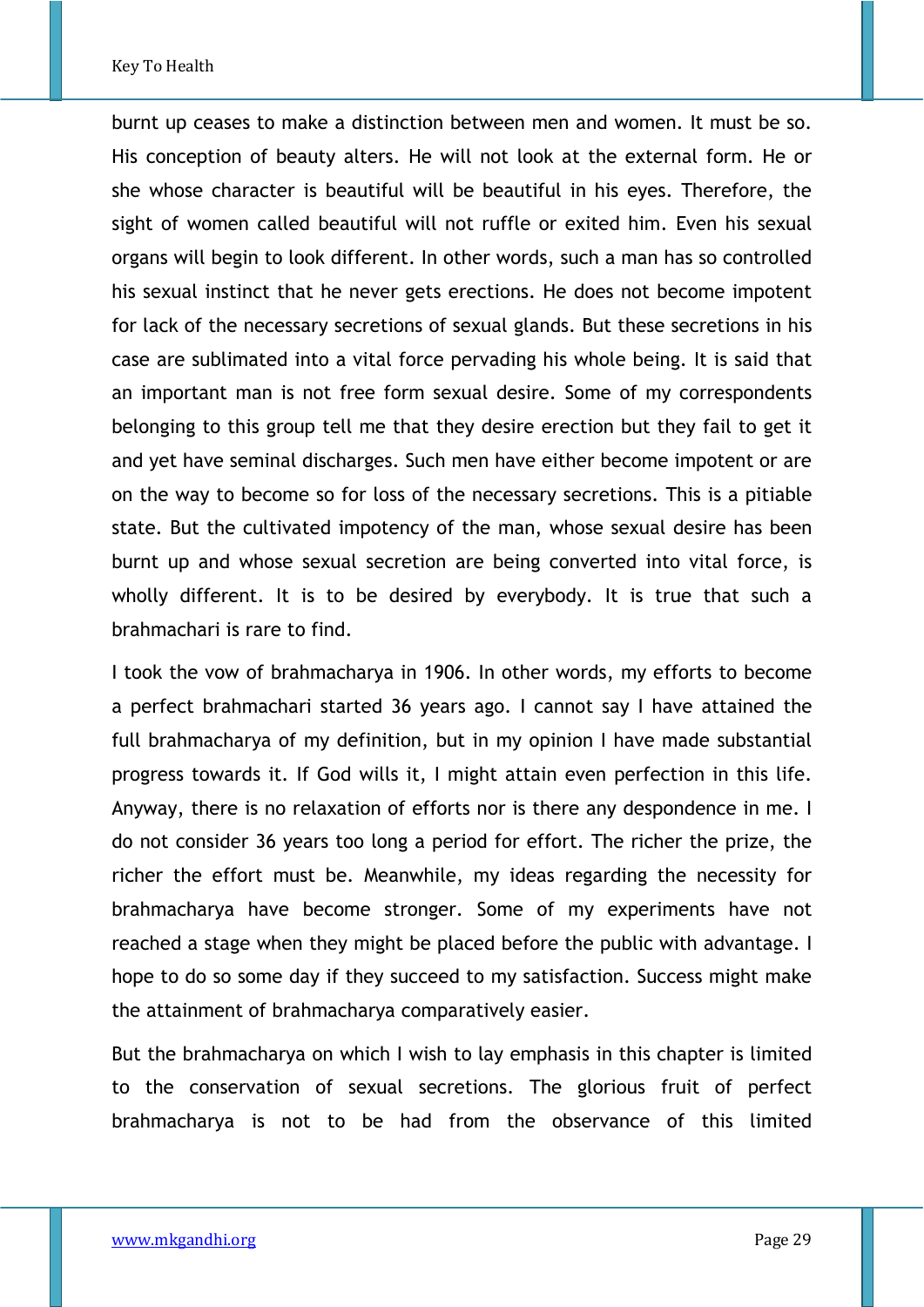burnt up ceases to make a distinction between men and women. It must be so. His conception of beauty alters. He will not look at the external form. He or she whose character is beautiful will be beautiful in his eyes. Therefore, the sight of women called beautiful will not ruffle or exited him. Even his sexual organs will begin to look different. In other words, such a man has so controlled his sexual instinct that he never gets erections. He does not become impotent for lack of the necessary secretions of sexual glands. But these secretions in his case are sublimated into a vital force pervading his whole being. It is said that an important man is not free form sexual desire. Some of my correspondents belonging to this group tell me that they desire erection but they fail to get it and yet have seminal discharges. Such men have either become impotent or are on the way to become so for loss of the necessary secretions. This is a pitiable state. But the cultivated impotency of the man, whose sexual desire has been burnt up and whose sexual secretion are being converted into vital force, is wholly different. It is to be desired by everybody. It is true that such a brahmachari is rare to find.

I took the vow of brahmacharya in 1906. In other words, my efforts to become a perfect brahmachari started 36 years ago. I cannot say I have attained the full brahmacharya of my definition, but in my opinion I have made substantial progress towards it. If God wills it, I might attain even perfection in this life. Anyway, there is no relaxation of efforts nor is there any despondence in me. I do not consider 36 years too long a period for effort. The richer the prize, the richer the effort must be. Meanwhile, my ideas regarding the necessity for brahmacharya have become stronger. Some of my experiments have not reached a stage when they might be placed before the public with advantage. I hope to do so some day if they succeed to my satisfaction. Success might make the attainment of brahmacharya comparatively easier.

But the brahmacharya on which I wish to lay emphasis in this chapter is limited to the conservation of sexual secretions. The glorious fruit of perfect brahmacharya is not to be had from the observance of this limited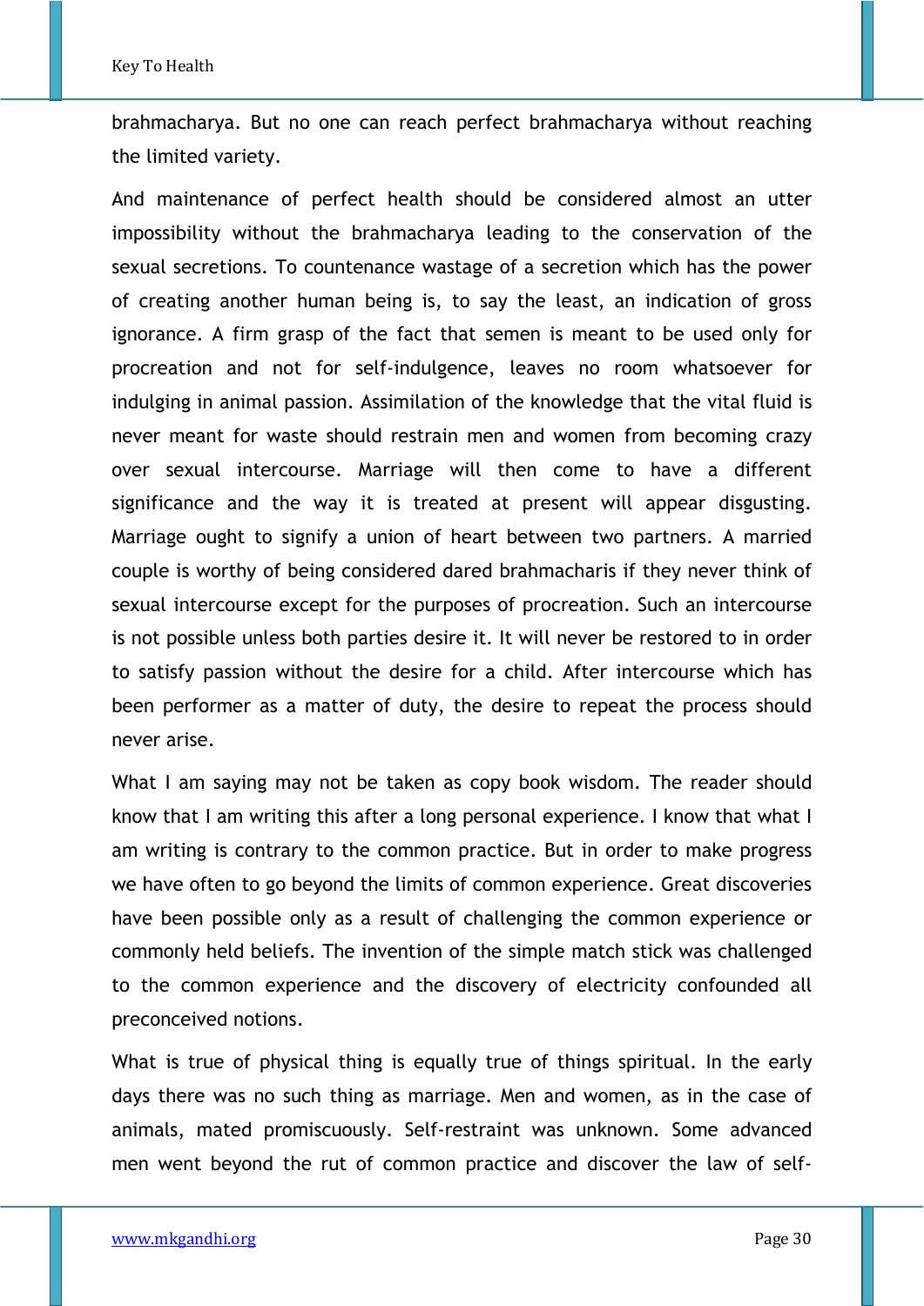brahmacharya. But no one can reach perfect brahmacharya without reaching the limited variety.

And maintenance of perfect health should be considered almost an utter impossibility without the brahmacharya leading to the conservation of the sexual secretions. To countenance wastage of a secretion which has the power of creating another human being is, to say the least, an indication of gross ignorance. A firm grasp of the fact that semen is meant to be used only for procreation and not for self-indulgence, leaves no room whatsoever for indulging in animal passion. Assimilation of the knowledge that the vital fluid is never meant for waste should restrain men and women from becoming crazy over sexual intercourse. Marriage will then come to have a different significance and the way it is treated at present will appear disgusting. Marriage ought to signify a union of heart between two partners. A married couple is worthy of being considered dared brahmacharis if they never think of sexual intercourse except for the purposes of procreation. Such an intercourse is not possible unless both parties desire it. It will never be restored to in order to satisfy passion without the desire for a child. After intercourse which has been performer as a matter of duty, the desire to repeat the process should never arise.

What I am saying may not be taken as copy book wisdom. The reader should know that I am writing this after a long personal experience. I know that what I am writing is contrary to the common practice. But in order to make progress we have often to go beyond the limits of common experience. Great discoveries have been possible only as a result of challenging the common experience or commonly held beliefs. The invention of the simple match stick was challenged to the common experience and the discovery of electricity confounded all preconceived notions.

What is true of physical thing is equally true of things spiritual. In the early days there was no such thing as marriage. Men and women, as in the case of animals, mated promiscuously. Self-restraint was unknown. Some advanced men went beyond the rut of common practice and discover the law of self-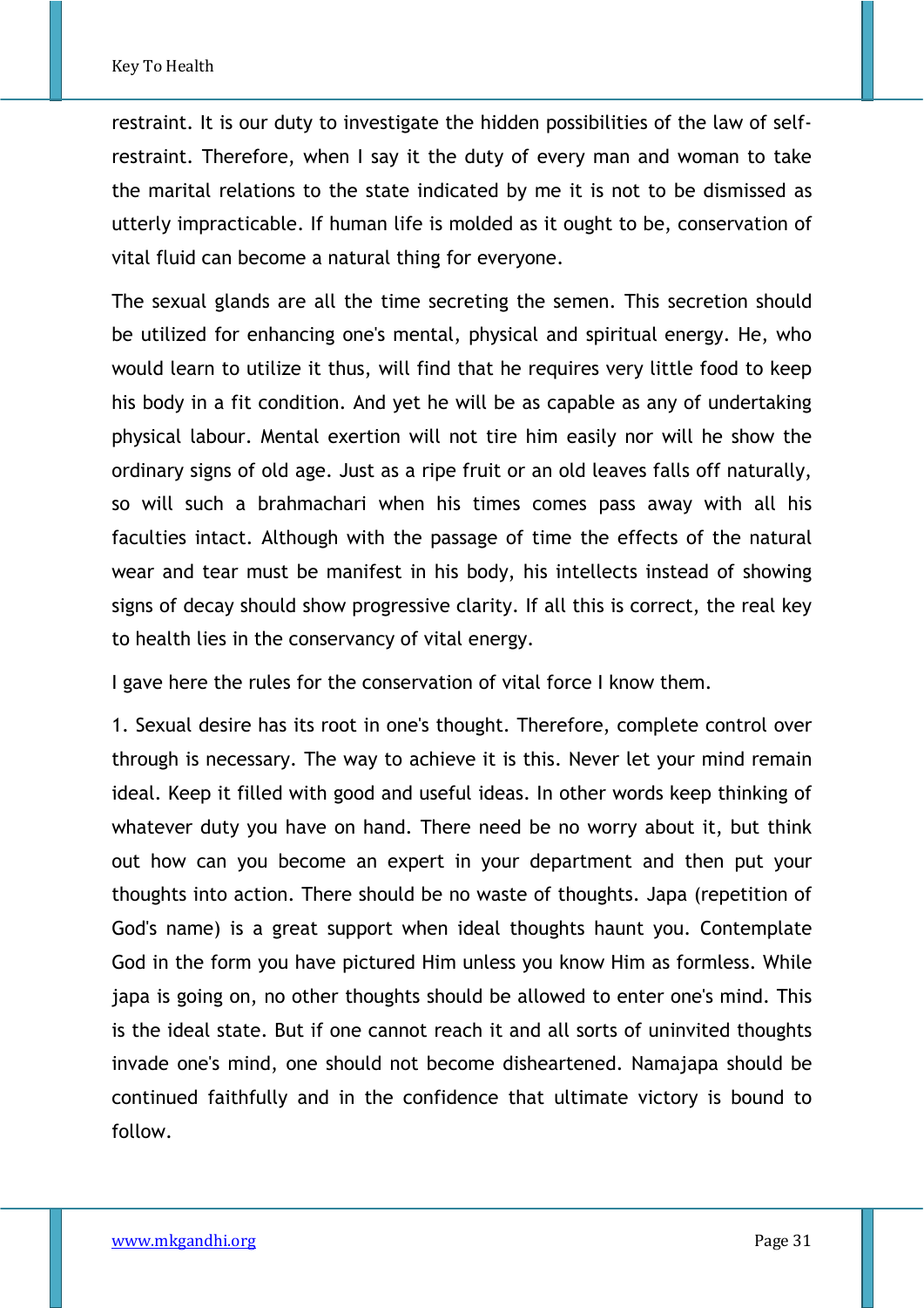restraint. It is our duty to investigate the hidden possibilities of the law of self-restraint. Therefore, when I say it the duty of every man and woman to take the marital relations to the state indicated by me it is not to be dismissed as utterly impracticable. If human life is molded as it ought to be, conservation of vital fluid can become a natural thing for everyone.

The sexual glands are all the time secreting the semen. This secretion should be utilized for enhancing one's mental, physical and spiritual energy. He, who would learn to utilize it thus, will find that he requires very little food to keep his body in a fit condition. And yet he will be as capable as any of undertaking physical labour. Mental exertion will not tire him easily nor will he show the ordinary signs of old age. Just as a ripe fruit or an old leaves falls off naturally, so will such a brahmachari when his times comes pass away with all his faculties intact. Although with the passage of time the effects of the natural wear and tear must be manifest in his body, his intellects instead of showing signs of decay should show progressive clarity. If all this is correct, the real key to health lies in the conservancy of vital energy.

I gave here the rules for the conservation of vital force I know them.

1. Sexual desire has its root in one's thought. Therefore, complete control over through is necessary. The way to achieve it is this. Never let your mind remain ideal. Keep it filled with good and useful ideas. In other words keep thinking of whatever duty you have on hand. There need be no worry about it, but think out how can you become an expert in your department and then put your thoughts into action. There should be no waste of thoughts. Japa (repetition of God's name) is a great support when ideal thoughts haunt you. Contemplate God in the form you have pictured Him unless you know Him as formless. While japa is going on, no other thoughts should be allowed to enter one's mind. This is the ideal state. But if one cannot reach it and all sorts of uninvited thoughts invade one's mind, one should not become disheartened. Namajapa should be continued faithfully and in the confidence that ultimate victory is bound to follow.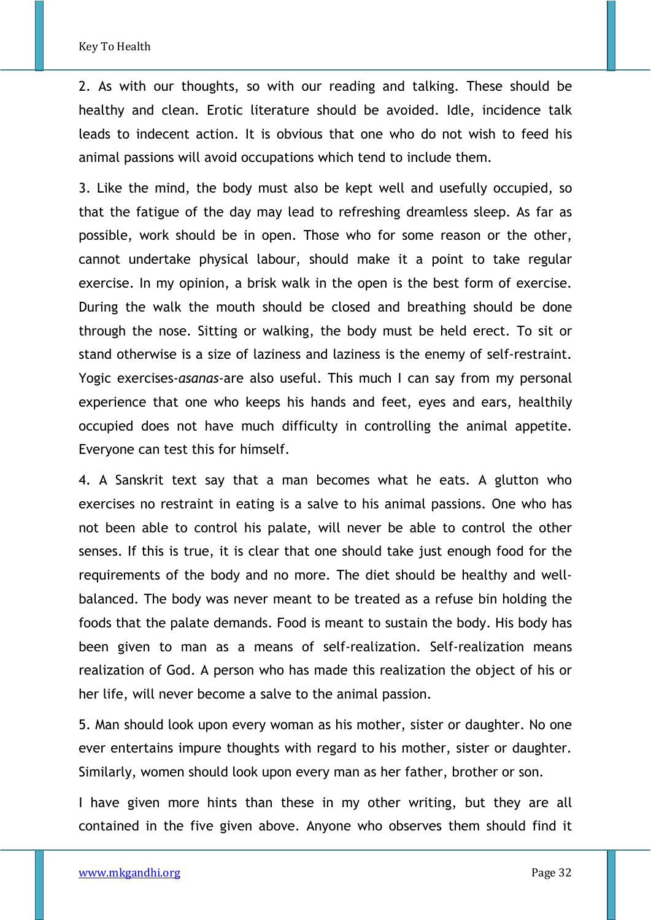2. As with our thoughts, so with our reading and talking. These should be healthy and clean. Erotic literature should be avoided. Idle, incidence talk leads to indecent action. It is obvious that one who do not wish to feed his animal passions will avoid occupations which tend to include them.

3. Like the mind, the body must also be kept well and usefully occupied, so that the fatigue of the day may lead to refreshing dreamless sleep. As far as possible, work should be in open. Those who for some reason or the other, cannot undertake physical labour, should make it a point to take regular exercise. In my opinion, a brisk walk in the open is the best form of exercise. During the walk the mouth should be closed and breathing should be done through the nose. Sitting or walking, the body must be held erect. To sit or stand otherwise is a size of laziness and laziness is the enemy of self-restraint. Yogic exercises-*asanas*-are also useful. This much I can say from my personal experience that one who keeps his hands and feet, eyes and ears, healthily occupied does not have much difficulty in controlling the animal appetite. Everyone can test this for himself.

4. A Sanskrit text say that a man becomes what he eats. A glutton who exercises no restraint in eating is a salve to his animal passions. One who has not been able to control his palate, will never be able to control the other senses. If this is true, it is clear that one should take just enough food for the requirements of the body and no more. The diet should be healthy and well-balanced. The body was never meant to be treated as a refuse bin holding the foods that the palate demands. Food is meant to sustain the body. His body has been given to man as a means of self-realization. Self-realization means realization of God. A person who has made this realization the object of his or her life, will never become a salve to the animal passion.

5. Man should look upon every woman as his mother, sister or daughter. No one ever entertains impure thoughts with regard to his mother, sister or daughter. Similarly, women should look upon every man as her father, brother or son.

I have given more hints than these in my other writing, but they are all contained in the five given above. Anyone who observes them should find it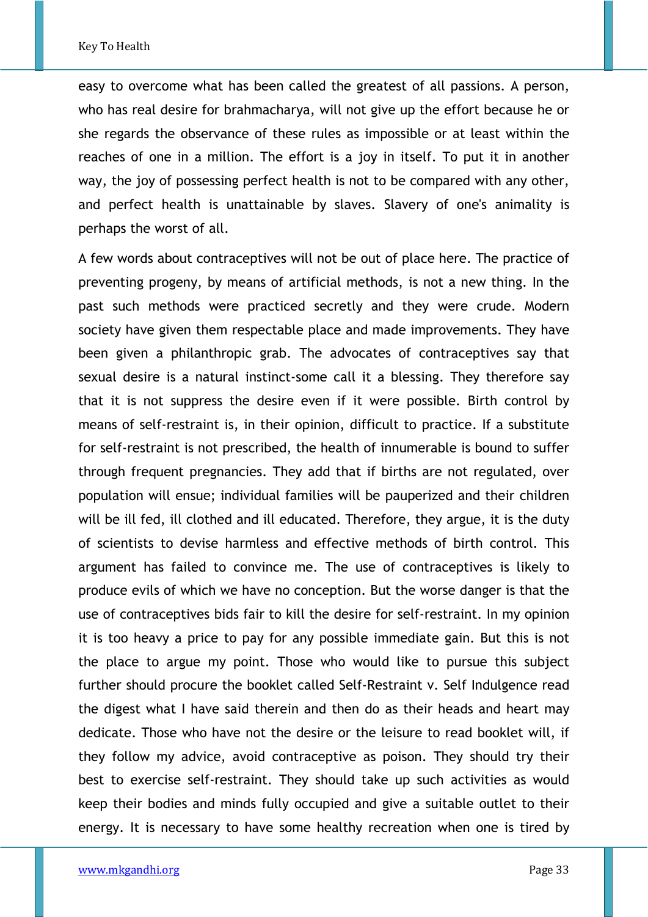easy to overcome what has been called the greatest of all passions. A person, who has real desire for brahmacharya, will not give up the effort because he or she regards the observance of these rules as impossible or at least within the reaches of one in a million. The effort is a joy in itself. To put it in another way, the joy of possessing perfect health is not to be compared with any other, and perfect health is unattainable by slaves. Slavery of one's animality is perhaps the worst of all.

A few words about contraceptives will not be out of place here. The practice of preventing progeny, by means of artificial methods, is not a new thing. In the past such methods were practiced secretly and they were crude. Modern society have given them respectable place and made improvements. They have been given a philanthropic grab. The advocates of contraceptives say that sexual desire is a natural instinct-some call it a blessing. They therefore say that it is not suppress the desire even if it were possible. Birth control by means of self-restraint is, in their opinion, difficult to practice. If a substitute for self-restraint is not prescribed, the health of innumerable is bound to suffer through frequent pregnancies. They add that if births are not regulated, over population will ensue; individual families will be pauperized and their children will be ill fed, ill clothed and ill educated. Therefore, they argue, it is the duty of scientists to devise harmless and effective methods of birth control. This argument has failed to convince me. The use of contraceptives is likely to produce evils of which we have no conception. But the worse danger is that the use of contraceptives bids fair to kill the desire for self-restraint. In my opinion it is too heavy a price to pay for any possible immediate gain. But this is not the place to argue my point. Those who would like to pursue this subject further should procure the booklet called Self-Restraint v. Self Indulgence read the digest what I have said therein and then do as their heads and heart may dedicate. Those who have not the desire or the leisure to read booklet will, if they follow my advice, avoid contraceptive as poison. They should try their best to exercise self-restraint. They should take up such activities as would keep their bodies and minds fully occupied and give a suitable outlet to their energy. It is necessary to have some healthy recreation when one is tired by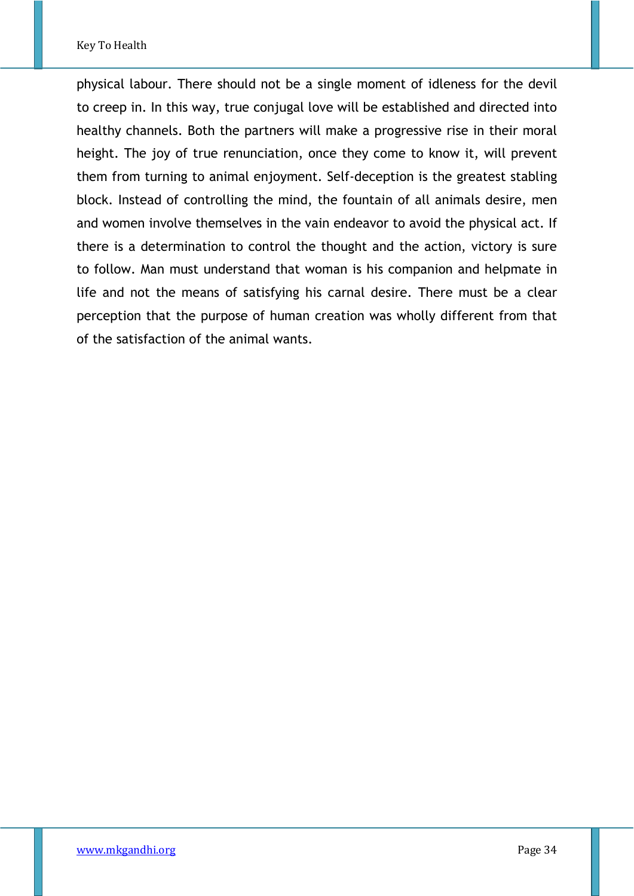physical labour. There should not be a single moment of idleness for the devil to creep in. In this way, true conjugal love will be established and directed into healthy channels. Both the partners will make a progressive rise in their moral height. The joy of true renunciation, once they come to know it, will prevent them from turning to animal enjoyment. Self-deception is the greatest stabling block. Instead of controlling the mind, the fountain of all animals desire, men and women involve themselves in the vain endeavor to avoid the physical act. If there is a determination to control the thought and the action, victory is sure to follow. Man must understand that woman is his companion and helpmate in life and not the means of satisfying his carnal desire. There must be a clear perception that the purpose of human creation was wholly different from that of the satisfaction of the animal wants.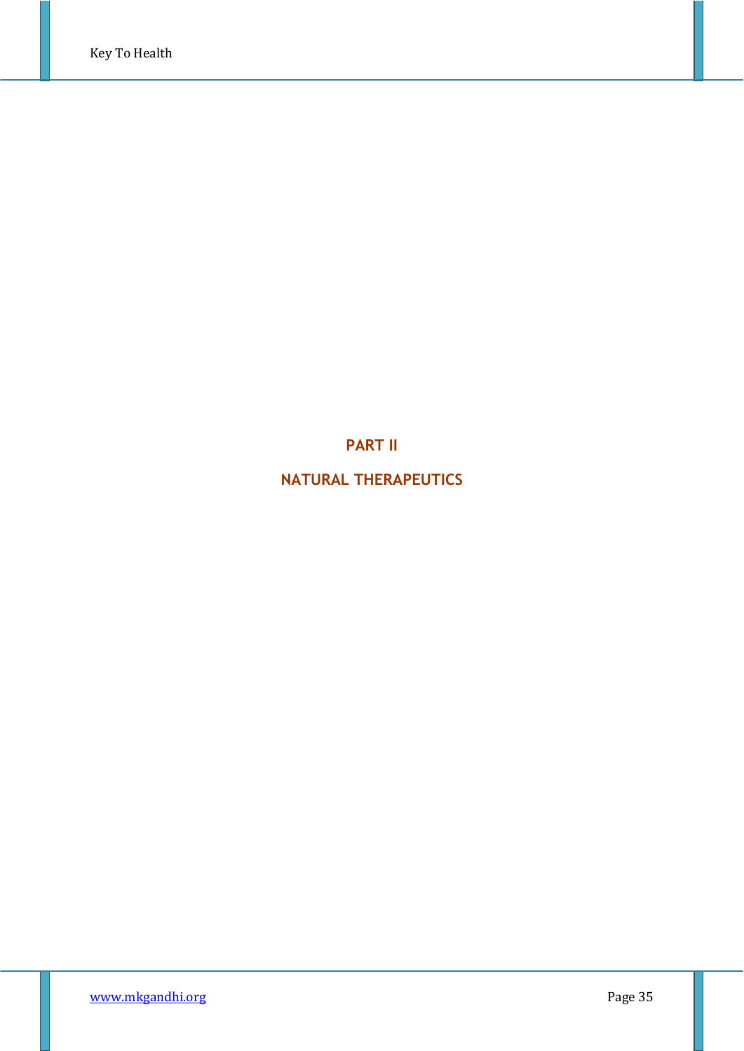# PART II

# NATURAL THERAPEUTICS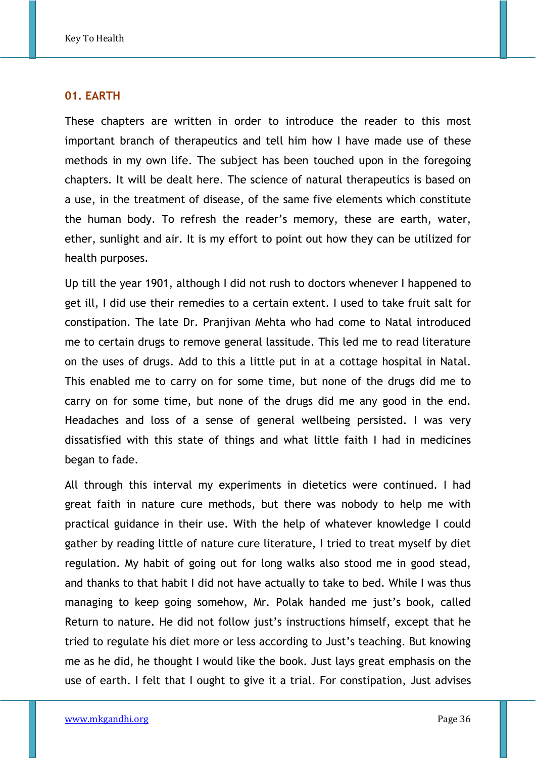## 01. EARTH

These chapters are written in order to introduce the reader to this most important branch of therapeutics and tell him how I have made use of these methods in my own life. The subject has been touched upon in the foregoing chapters. It will be dealt here. The science of natural therapeutics is based on a use, in the treatment of disease, of the same five elements which constitute the human body. To refresh the reader's memory, these are earth, water, ether, sunlight and air. It is my effort to point out how they can be utilized for health purposes.

Up till the year 1901, although I did not rush to doctors whenever I happened to get ill, I did use their remedies to a certain extent. I used to take fruit salt for constipation. The late Dr. Pranjivan Mehta who had come to Natal introduced me to certain drugs to remove general lassitude. This led me to read literature on the uses of drugs. Add to this a little put in at a cottage hospital in Natal. This enabled me to carry on for some time, but none of the drugs did me to carry on for some time, but none of the drugs did me any good in the end. Headaches and loss of a sense of general wellbeing persisted. I was very dissatisfied with this state of things and what little faith I had in medicines began to fade.

All through this interval my experiments in dietetics were continued. I had great faith in nature cure methods, but there was nobody to help me with practical guidance in their use. With the help of whatever knowledge I could gather by reading little of nature cure literature, I tried to treat myself by diet regulation. My habit of going out for long walks also stood me in good stead, and thanks to that habit I did not have actually to take to bed. While I was thus managing to keep going somehow, Mr. Polak handed me just's book, called Return to nature. He did not follow just's instructions himself, except that he tried to regulate his diet more or less according to Just's teaching. But knowing me as he did, he thought I would like the book. Just lays great emphasis on the use of earth. I felt that I ought to give it a trial. For constipation, Just advises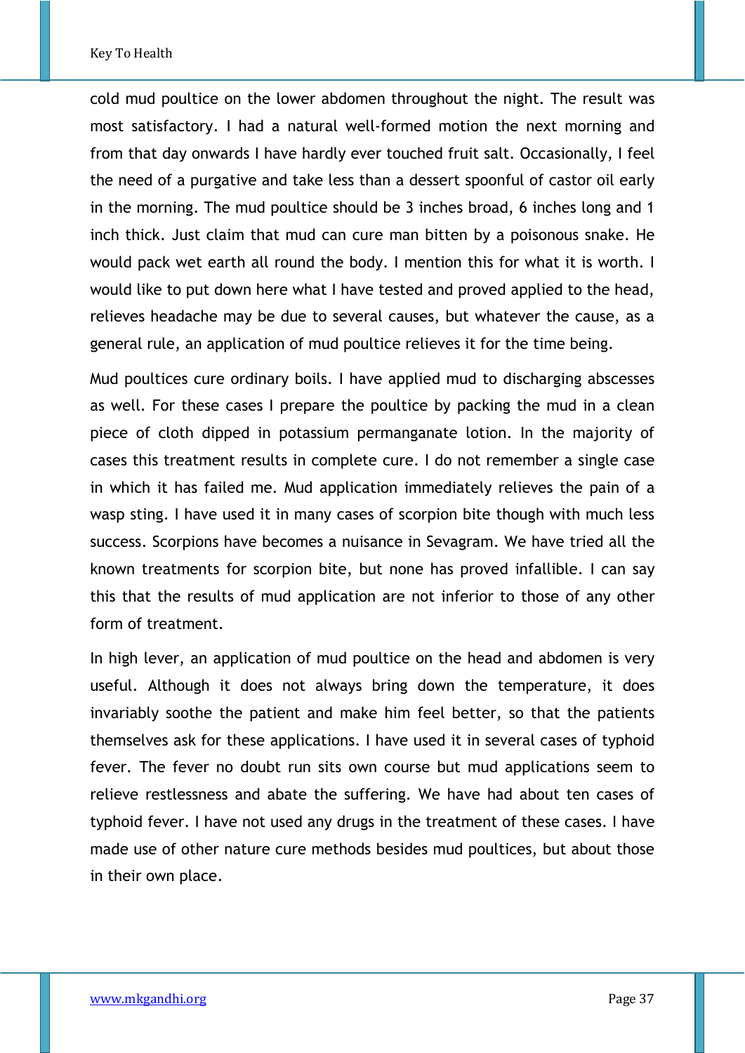cold mud poultice on the lower abdomen throughout the night. The result was most satisfactory. I had a natural well-formed motion the next morning and from that day onwards I have hardly ever touched fruit salt. Occasionally, I feel the need of a purgative and take less than a dessert spoonful of castor oil early in the morning. The mud poultice should be 3 inches broad, 6 inches long and 1 inch thick. Just claim that mud can cure man bitten by a poisonous snake. He would pack wet earth all round the body. I mention this for what it is worth. I would like to put down here what I have tested and proved applied to the head, relieves headache may be due to several causes, but whatever the cause, as a general rule, an application of mud poultice relieves it for the time being.

Mud poultices cure ordinary boils. I have applied mud to discharging abscesses as well. For these cases I prepare the poultice by packing the mud in a clean piece of cloth dipped in potassium permanganate lotion. In the majority of cases this treatment results in complete cure. I do not remember a single case in which it has failed me. Mud application immediately relieves the pain of a wasp sting. I have used it in many cases of scorpion bite though with much less success. Scorpions have becomes a nuisance in Sevagram. We have tried all the known treatments for scorpion bite, but none has proved infallible. I can say this that the results of mud application are not inferior to those of any other form of treatment.

In high lever, an application of mud poultice on the head and abdomen is very useful. Although it does not always bring down the temperature, it does invariably soothe the patient and make him feel better, so that the patients themselves ask for these applications. I have used it in several cases of typhoid fever. The fever no doubt run sits own course but mud applications seem to relieve restlessness and abate the suffering. We have had about ten cases of typhoid fever. I have not used any drugs in the treatment of these cases. I have made use of other nature cure methods besides mud poultices, but about those in their own place.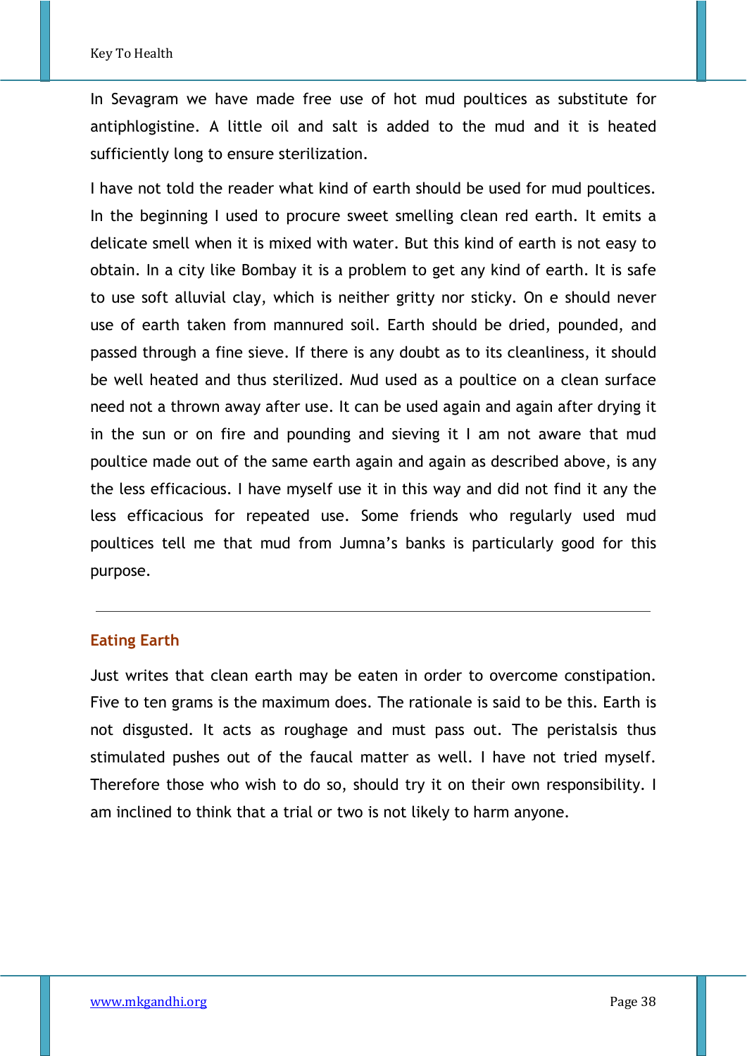In Sevagram we have made free use of hot mud poultices as substitute for antiphlogistine. A little oil and salt is added to the mud and it is heated sufficiently long to ensure sterilization.

I have not told the reader what kind of earth should be used for mud poultices. In the beginning I used to procure sweet smelling clean red earth. It emits a delicate smell when it is mixed with water. But this kind of earth is not easy to obtain. In a city like Bombay it is a problem to get any kind of earth. It is safe to use soft alluvial clay, which is neither gritty nor sticky. On e should never use of earth taken from mannured soil. Earth should be dried, pounded, and passed through a fine sieve. If there is any doubt as to its cleanliness, it should be well heated and thus sterilized. Mud used as a poultice on a clean surface need not a thrown away after use. It can be used again and again after drying it in the sun or on fire and pounding and sieving it I am not aware that mud poultice made out of the same earth again and again as described above, is any the less efficacious. I have myself use it in this way and did not find it any the less efficacious for repeated use. Some friends who regularly used mud poultices tell me that mud from Jumna's banks is particularly good for this purpose.

---

## Eating Earth

Just writes that clean earth may be eaten in order to overcome constipation. Five to ten grams is the maximum does. The rationale is said to be this. Earth is not disgusted. It acts as roughage and must pass out. The peristalsis thus stimulated pushes out of the faucal matter as well. I have not tried myself. Therefore those who wish to do so, should try it on their own responsibility. I am inclined to think that a trial or two is not likely to harm anyone.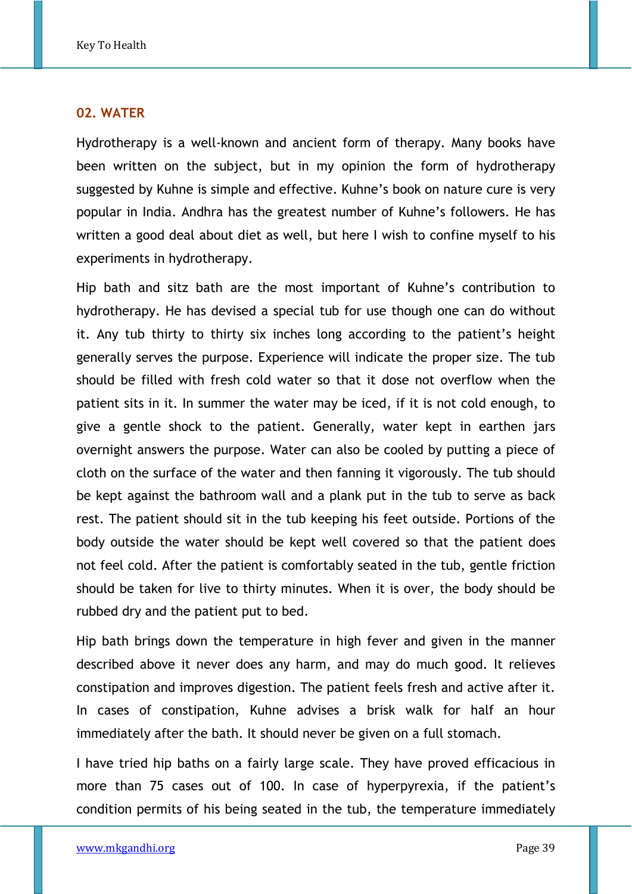## 02. WATER

Hydrotherapy is a well-known and ancient form of therapy. Many books have been written on the subject, but in my opinion the form of hydrotherapy suggested by Kuhne is simple and effective. Kuhne's book on nature cure is very popular in India. Andhra has the greatest number of Kuhne's followers. He has written a good deal about diet as well, but here I wish to confine myself to his experiments in hydrotherapy.

Hip bath and sitz bath are the most important of Kuhne's contribution to hydrotherapy. He has devised a special tub for use though one can do without it. Any tub thirty to thirty six inches long according to the patient's height generally serves the purpose. Experience will indicate the proper size. The tub should be filled with fresh cold water so that it dose not overflow when the patient sits in it. In summer the water may be iced, if it is not cold enough, to give a gentle shock to the patient. Generally, water kept in earthen jars overnight answers the purpose. Water can also be cooled by putting a piece of cloth on the surface of the water and then fanning it vigorously. The tub should be kept against the bathroom wall and a plank put in the tub to serve as back rest. The patient should sit in the tub keeping his feet outside. Portions of the body outside the water should be kept well covered so that the patient does not feel cold. After the patient is comfortably seated in the tub, gentle friction should be taken for live to thirty minutes. When it is over, the body should be rubbed dry and the patient put to bed.

Hip bath brings down the temperature in high fever and given in the manner described above it never does any harm, and may do much good. It relieves constipation and improves digestion. The patient feels fresh and active after it. In cases of constipation, Kuhne advises a brisk walk for half an hour immediately after the bath. It should never be given on a full stomach.

I have tried hip baths on a fairly large scale. They have proved efficacious in more than 75 cases out of 100. In case of hyperpyrexia, if the patient's condition permits of his being seated in the tub, the temperature immediately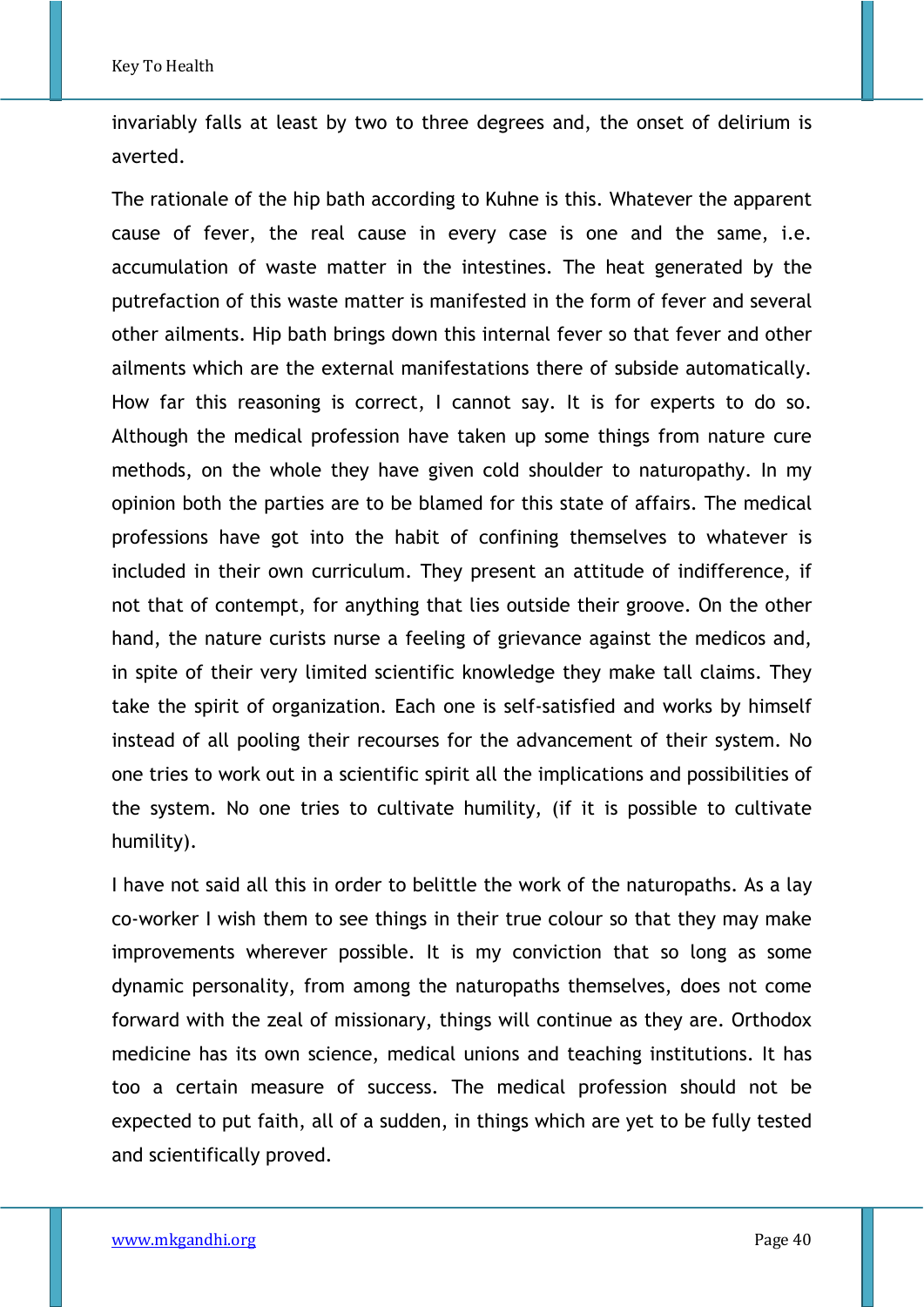invariably falls at least by two to three degrees and, the onset of delirium is averted.

The rationale of the hip bath according to Kuhne is this. Whatever the apparent cause of fever, the real cause in every case is one and the same, i.e. accumulation of waste matter in the intestines. The heat generated by the putrefaction of this waste matter is manifested in the form of fever and several other ailments. Hip bath brings down this internal fever so that fever and other ailments which are the external manifestations there of subside automatically. How far this reasoning is correct, I cannot say. It is for experts to do so. Although the medical profession have taken up some things from nature cure methods, on the whole they have given cold shoulder to naturopathy. In my opinion both the parties are to be blamed for this state of affairs. The medical professions have got into the habit of confining themselves to whatever is included in their own curriculum. They present an attitude of indifference, if not that of contempt, for anything that lies outside their groove. On the other hand, the nature curists nurse a feeling of grievance against the medicos and, in spite of their very limited scientific knowledge they make tall claims. They take the spirit of organization. Each one is self-satisfied and works by himself instead of all pooling their recourses for the advancement of their system. No one tries to work out in a scientific spirit all the implications and possibilities of the system. No one tries to cultivate humility, (if it is possible to cultivate humility).

I have not said all this in order to belittle the work of the naturopaths. As a lay co-worker I wish them to see things in their true colour so that they may make improvements wherever possible. It is my conviction that so long as some dynamic personality, from among the naturopaths themselves, does not come forward with the zeal of missionary, things will continue as they are. Orthodox medicine has its own science, medical unions and teaching institutions. It has too a certain measure of success. The medical profession should not be expected to put faith, all of a sudden, in things which are yet to be fully tested and scientifically proved.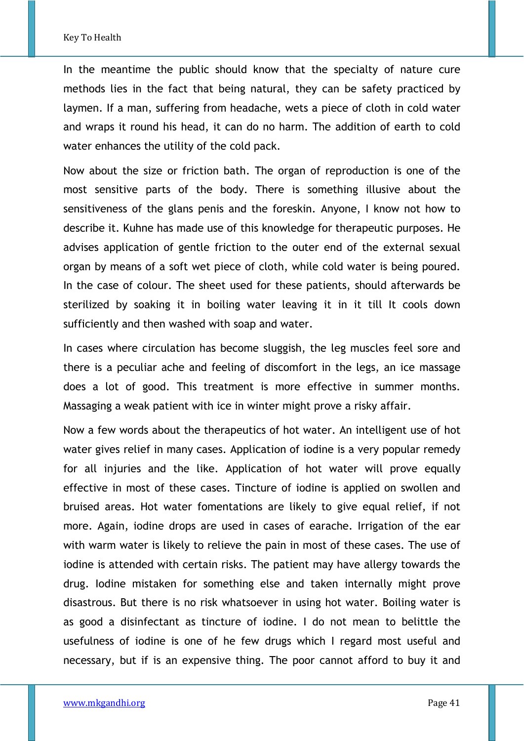In the meantime the public should know that the specialty of nature cure methods lies in the fact that being natural, they can be safety practiced by laymen. If a man, suffering from headache, wets a piece of cloth in cold water and wraps it round his head, it can do no harm. The addition of earth to cold water enhances the utility of the cold pack.

Now about the size or friction bath. The organ of reproduction is one of the most sensitive parts of the body. There is something illusive about the sensitiveness of the glans penis and the foreskin. Anyone, I know not how to describe it. Kuhne has made use of this knowledge for therapeutic purposes. He advises application of gentle friction to the outer end of the external sexual organ by means of a soft wet piece of cloth, while cold water is being poured. In the case of colour. The sheet used for these patients, should afterwards be sterilized by soaking it in boiling water leaving it in it till It cools down sufficiently and then washed with soap and water.

In cases where circulation has become sluggish, the leg muscles feel sore and there is a peculiar ache and feeling of discomfort in the legs, an ice massage does a lot of good. This treatment is more effective in summer months. Massaging a weak patient with ice in winter might prove a risky affair.

Now a few words about the therapeutics of hot water. An intelligent use of hot water gives relief in many cases. Application of iodine is a very popular remedy for all injuries and the like. Application of hot water will prove equally effective in most of these cases. Tincture of iodine is applied on swollen and bruised areas. Hot water fomentations are likely to give equal relief, if not more. Again, iodine drops are used in cases of earache. Irrigation of the ear with warm water is likely to relieve the pain in most of these cases. The use of iodine is attended with certain risks. The patient may have allergy towards the drug. Iodine mistaken for something else and taken internally might prove disastrous. But there is no risk whatsoever in using hot water. Boiling water is as good a disinfectant as tincture of iodine. I do not mean to belittle the usefulness of iodine is one of he few drugs which I regard most useful and necessary, but if is an expensive thing. The poor cannot afford to buy it and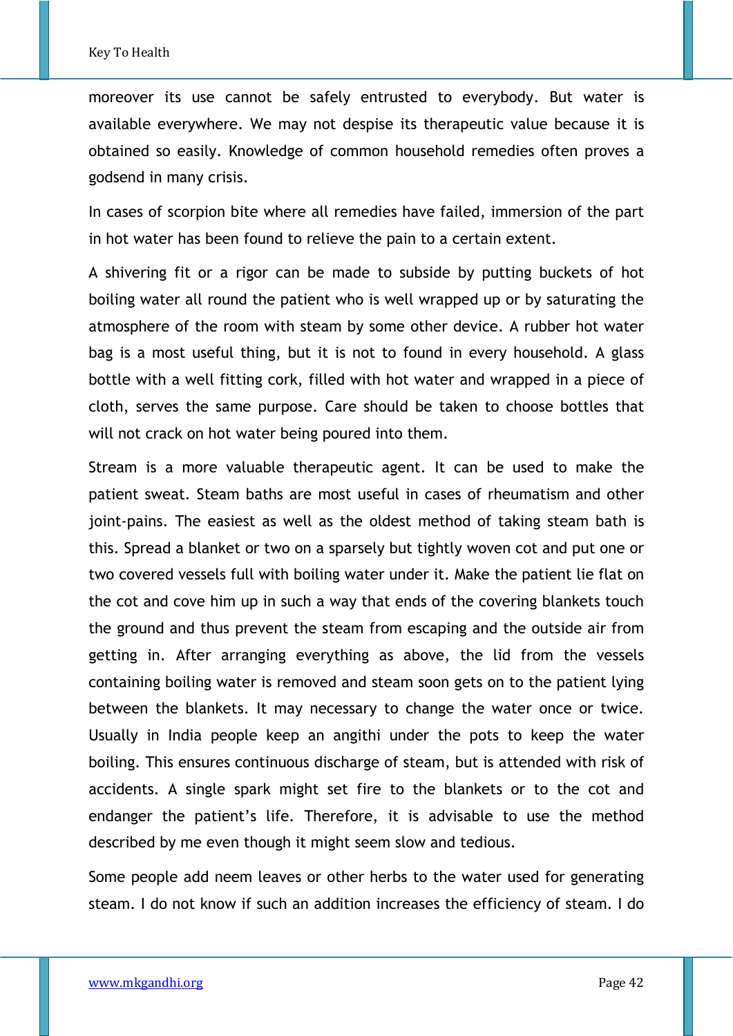moreover its use cannot be safely entrusted to everybody. But water is available everywhere. We may not despise its therapeutic value because it is obtained so easily. Knowledge of common household remedies often proves a godsend in many crisis.

In cases of scorpion bite where all remedies have failed, immersion of the part in hot water has been found to relieve the pain to a certain extent.

A shivering fit or a rigor can be made to subside by putting buckets of hot boiling water all round the patient who is well wrapped up or by saturating the atmosphere of the room with steam by some other device. A rubber hot water bag is a most useful thing, but it is not to found in every household. A glass bottle with a well fitting cork, filled with hot water and wrapped in a piece of cloth, serves the same purpose. Care should be taken to choose bottles that will not crack on hot water being poured into them.

Stream is a more valuable therapeutic agent. It can be used to make the patient sweat. Steam baths are most useful in cases of rheumatism and other joint-pains. The easiest as well as the oldest method of taking steam bath is this. Spread a blanket or two on a sparsely but tightly woven cot and put one or two covered vessels full with boiling water under it. Make the patient lie flat on the cot and cove him up in such a way that ends of the covering blankets touch the ground and thus prevent the steam from escaping and the outside air from getting in. After arranging everything as above, the lid from the vessels containing boiling water is removed and steam soon gets on to the patient lying between the blankets. It may necessary to change the water once or twice. Usually in India people keep an angithi under the pots to keep the water boiling. This ensures continuous discharge of steam, but is attended with risk of accidents. A single spark might set fire to the blankets or to the cot and endanger the patient's life. Therefore, it is advisable to use the method described by me even though it might seem slow and tedious.

Some people add neem leaves or other herbs to the water used for generating steam. I do not know if such an addition increases the efficiency of steam. I do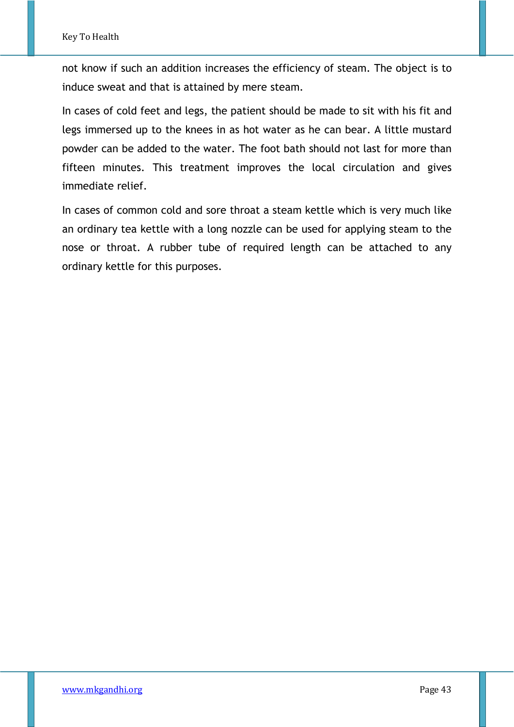not know if such an addition increases the efficiency of steam. The object is to induce sweat and that is attained by mere steam.

In cases of cold feet and legs, the patient should be made to sit with his fit and legs immersed up to the knees in as hot water as he can bear. A little mustard powder can be added to the water. The foot bath should not last for more than fifteen minutes. This treatment improves the local circulation and gives immediate relief.

In cases of common cold and sore throat a steam kettle which is very much like an ordinary tea kettle with a long nozzle can be used for applying steam to the nose or throat. A rubber tube of required length can be attached to any ordinary kettle for this purposes.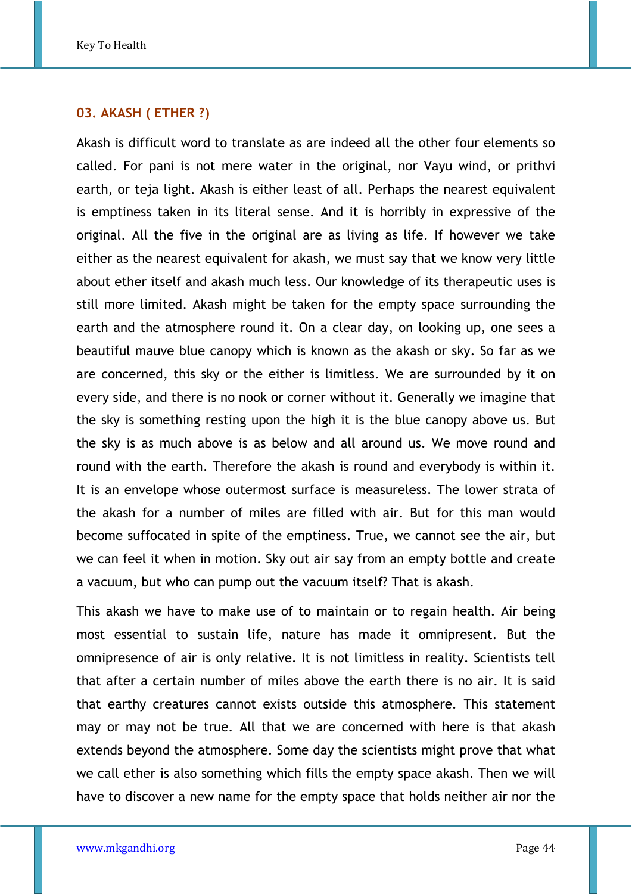## 03. AKASH ( ETHER ?)

Akash is difficult word to translate as are indeed all the other four elements so called. For pani is not mere water in the original, nor Vayu wind, or prithvi earth, or teja light. Akash is either least of all. Perhaps the nearest equivalent is emptiness taken in its literal sense. And it is horribly in expressive of the original. All the five in the original are as living as life. If however we take either as the nearest equivalent for akash, we must say that we know very little about ether itself and akash much less. Our knowledge of its therapeutic uses is still more limited. Akash might be taken for the empty space surrounding the earth and the atmosphere round it. On a clear day, on looking up, one sees a beautiful mauve blue canopy which is known as the akash or sky. So far as we are concerned, this sky or the either is limitless. We are surrounded by it on every side, and there is no nook or corner without it. Generally we imagine that the sky is something resting upon the high it is the blue canopy above us. But the sky is as much above is as below and all around us. We move round and round with the earth. Therefore the akash is round and everybody is within it. It is an envelope whose outermost surface is measureless. The lower strata of the akash for a number of miles are filled with air. But for this man would become suffocated in spite of the emptiness. True, we cannot see the air, but we can feel it when in motion. Sky out air say from an empty bottle and create a vacuum, but who can pump out the vacuum itself? That is akash.

This akash we have to make use of to maintain or to regain health. Air being most essential to sustain life, nature has made it omnipresent. But the omnipresence of air is only relative. It is not limitless in reality. Scientists tell that after a certain number of miles above the earth there is no air. It is said that earthy creatures cannot exists outside this atmosphere. This statement may or may not be true. All that we are concerned with here is that akash extends beyond the atmosphere. Some day the scientists might prove that what we call ether is also something which fills the empty space akash. Then we will have to discover a new name for the empty space that holds neither air nor the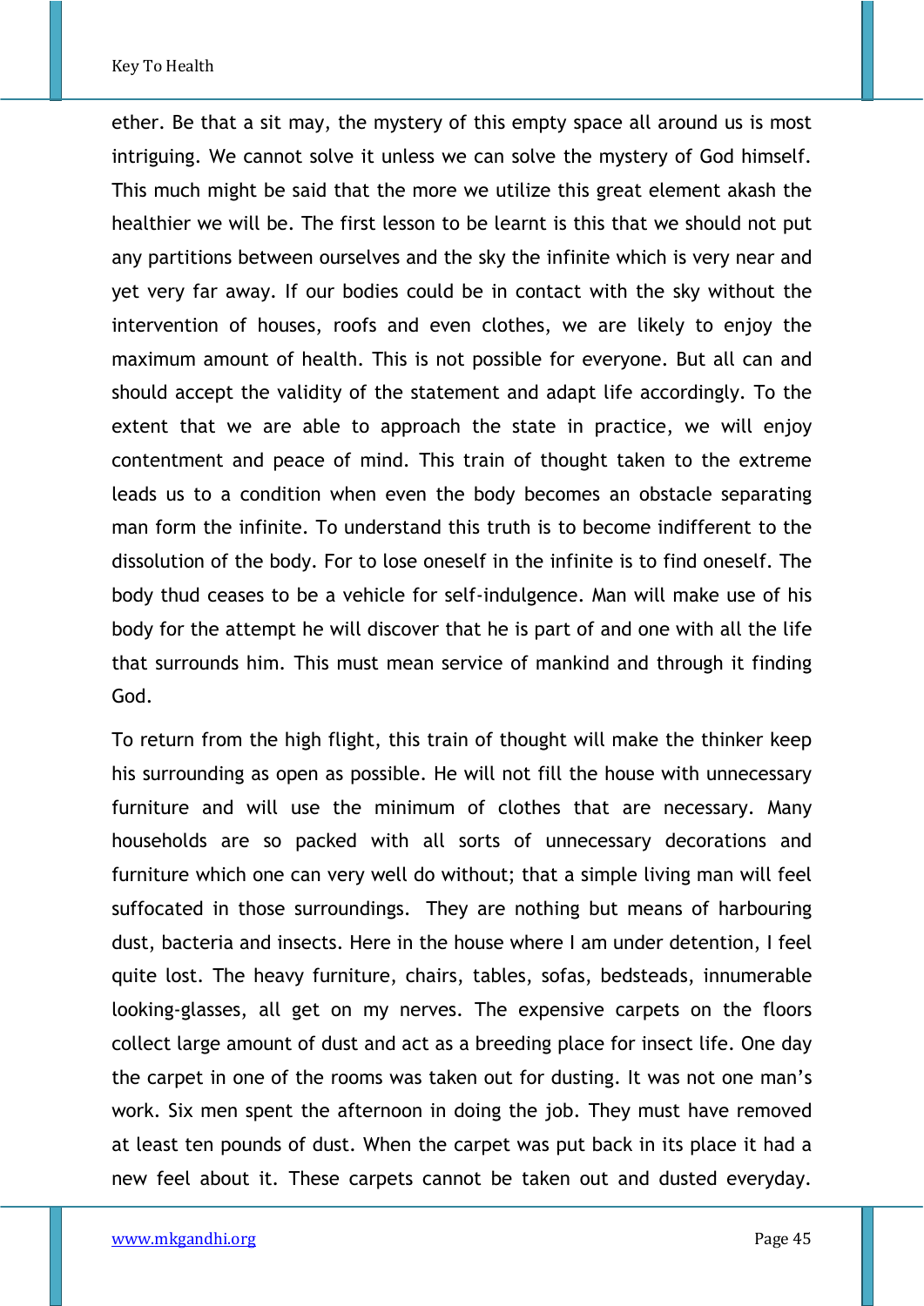ether. Be that a sit may, the mystery of this empty space all around us is most intriguing. We cannot solve it unless we can solve the mystery of God himself. This much might be said that the more we utilize this great element akash the healthier we will be. The first lesson to be learnt is this that we should not put any partitions between ourselves and the sky the infinite which is very near and yet very far away. If our bodies could be in contact with the sky without the intervention of houses, roofs and even clothes, we are likely to enjoy the maximum amount of health. This is not possible for everyone. But all can and should accept the validity of the statement and adapt life accordingly. To the extent that we are able to approach the state in practice, we will enjoy contentment and peace of mind. This train of thought taken to the extreme leads us to a condition when even the body becomes an obstacle separating man form the infinite. To understand this truth is to become indifferent to the dissolution of the body. For to lose oneself in the infinite is to find oneself. The body thud ceases to be a vehicle for self-indulgence. Man will make use of his body for the attempt he will discover that he is part of and one with all the life that surrounds him. This must mean service of mankind and through it finding God.

To return from the high flight, this train of thought will make the thinker keep his surrounding as open as possible. He will not fill the house with unnecessary furniture and will use the minimum of clothes that are necessary. Many households are so packed with all sorts of unnecessary decorations and furniture which one can very well do without; that a simple living man will feel suffocated in those surroundings. They are nothing but means of harbouring dust, bacteria and insects. Here in the house where I am under detention, I feel quite lost. The heavy furniture, chairs, tables, sofas, bedsteads, innumerable looking-glasses, all get on my nerves. The expensive carpets on the floors collect large amount of dust and act as a breeding place for insect life. One day the carpet in one of the rooms was taken out for dusting. It was not one man's work. Six men spent the afternoon in doing the job. They must have removed at least ten pounds of dust. When the carpet was put back in its place it had a new feel about it. These carpets cannot be taken out and dusted everyday.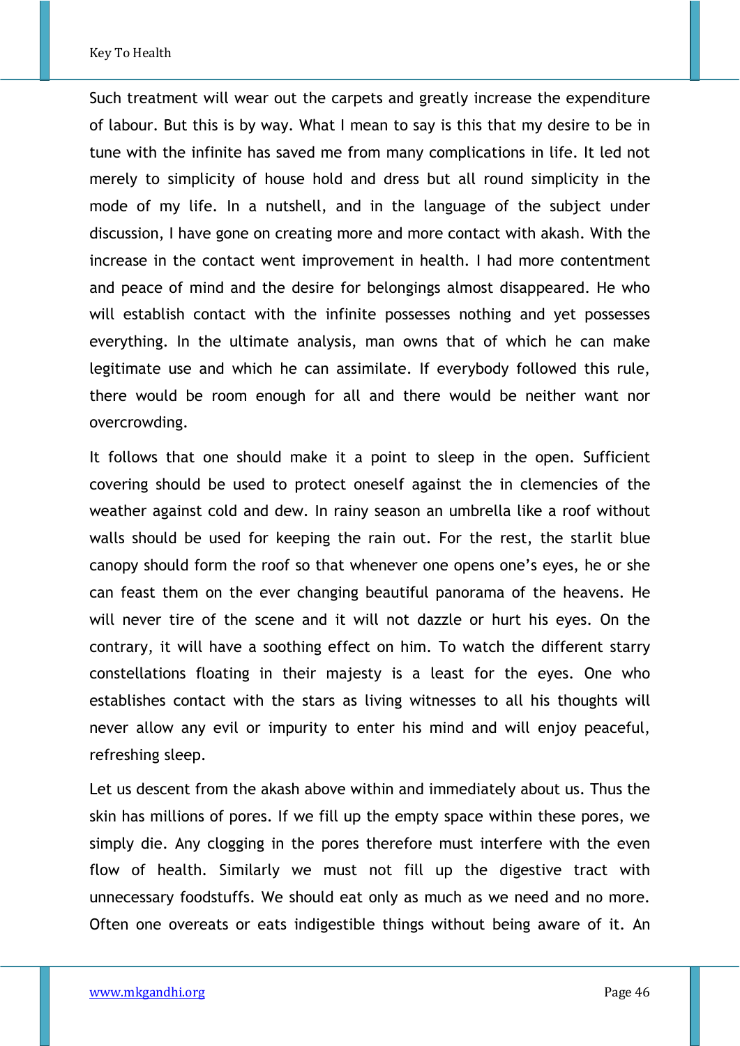Such treatment will wear out the carpets and greatly increase the expenditure of labour. But this is by way. What I mean to say is this that my desire to be in tune with the infinite has saved me from many complications in life. It led not merely to simplicity of house hold and dress but all round simplicity in the mode of my life. In a nutshell, and in the language of the subject under discussion, I have gone on creating more and more contact with akash. With the increase in the contact went improvement in health. I had more contentment and peace of mind and the desire for belongings almost disappeared. He who will establish contact with the infinite possesses nothing and yet possesses everything. In the ultimate analysis, man owns that of which he can make legitimate use and which he can assimilate. If everybody followed this rule, there would be room enough for all and there would be neither want nor overcrowding.

It follows that one should make it a point to sleep in the open. Sufficient covering should be used to protect oneself against the in clemencies of the weather against cold and dew. In rainy season an umbrella like a roof without walls should be used for keeping the rain out. For the rest, the starlit blue canopy should form the roof so that whenever one opens one's eyes, he or she can feast them on the ever changing beautiful panorama of the heavens. He will never tire of the scene and it will not dazzle or hurt his eyes. On the contrary, it will have a soothing effect on him. To watch the different starry constellations floating in their majesty is a least for the eyes. One who establishes contact with the stars as living witnesses to all his thoughts will never allow any evil or impurity to enter his mind and will enjoy peaceful, refreshing sleep.

Let us descent from the akash above within and immediately about us. Thus the skin has millions of pores. If we fill up the empty space within these pores, we simply die. Any clogging in the pores therefore must interfere with the even flow of health. Similarly we must not fill up the digestive tract with unnecessary foodstuffs. We should eat only as much as we need and no more. Often one overeats or eats indigestible things without being aware of it. An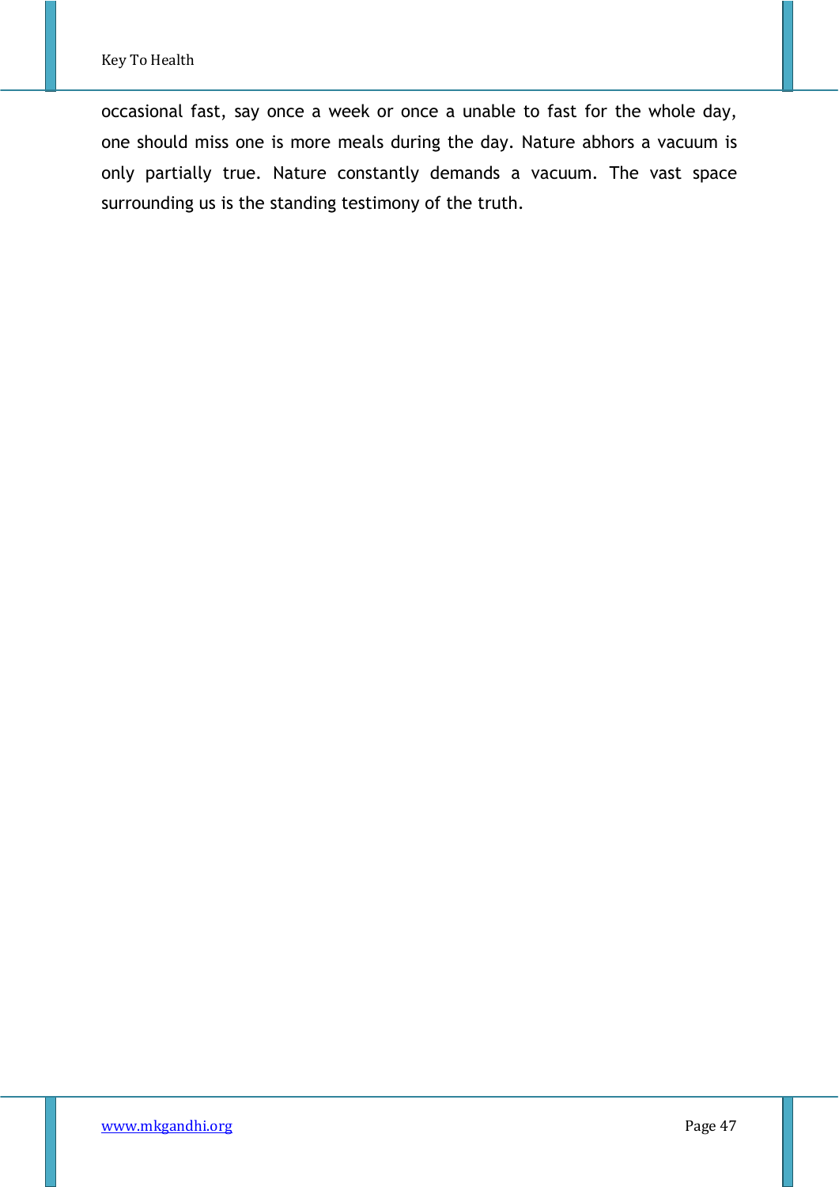occasional fast, say once a week or once a unable to fast for the whole day, one should miss one is more meals during the day. Nature abhors a vacuum is only partially true. Nature constantly demands a vacuum. The vast space surrounding us is the standing testimony of the truth.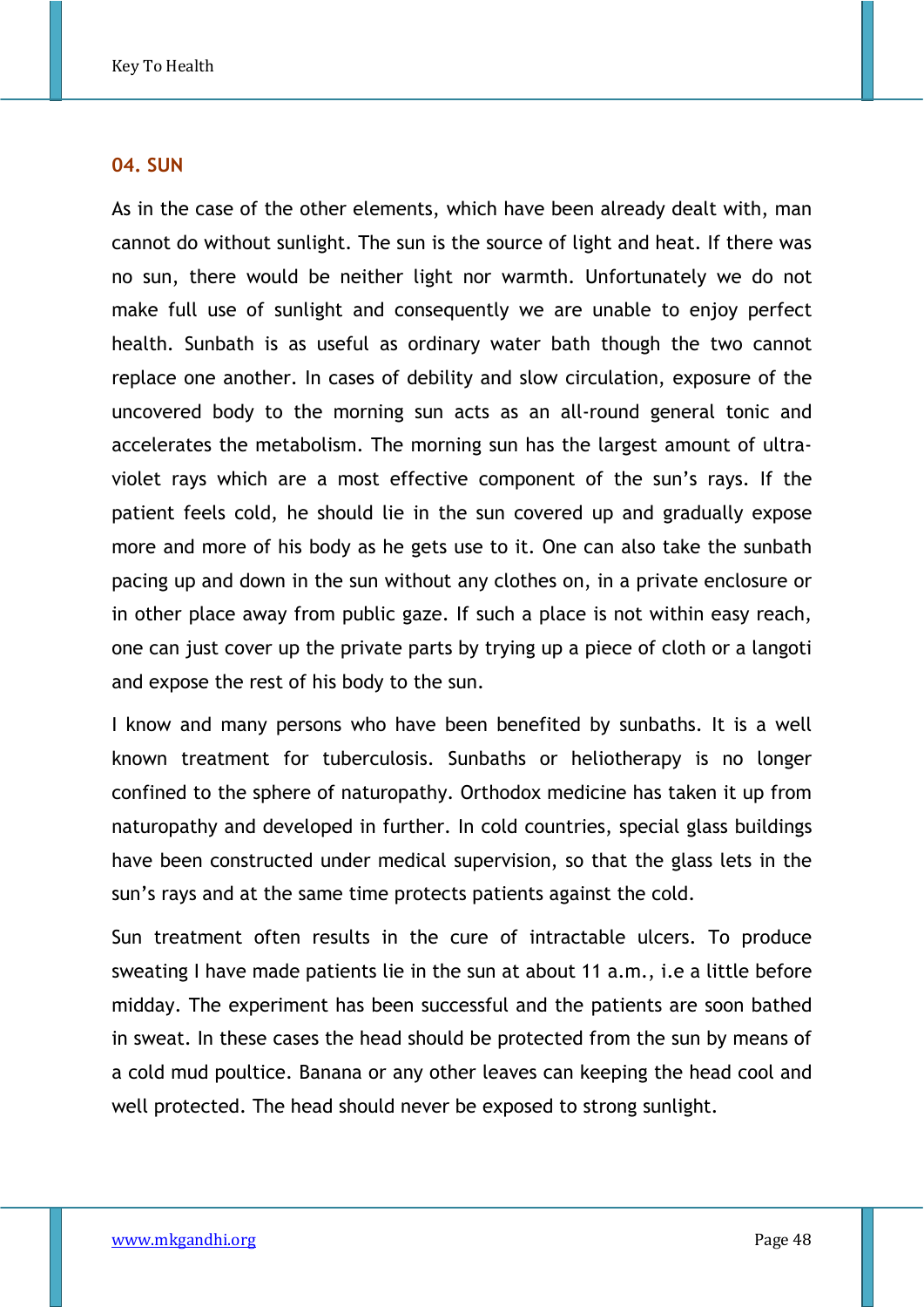## 04. SUN

As in the case of the other elements, which have been already dealt with, man cannot do without sunlight. The sun is the source of light and heat. If there was no sun, there would be neither light nor warmth. Unfortunately we do not make full use of sunlight and consequently we are unable to enjoy perfect health. Sunbath is as useful as ordinary water bath though the two cannot replace one another. In cases of debility and slow circulation, exposure of the uncovered body to the morning sun acts as an all-round general tonic and accelerates the metabolism. The morning sun has the largest amount of ultra-violet rays which are a most effective component of the sun's rays. If the patient feels cold, he should lie in the sun covered up and gradually expose more and more of his body as he gets use to it. One can also take the sunbath pacing up and down in the sun without any clothes on, in a private enclosure or in other place away from public gaze. If such a place is not within easy reach, one can just cover up the private parts by trying up a piece of cloth or a langoti and expose the rest of his body to the sun.

I know and many persons who have been benefited by sunbaths. It is a well known treatment for tuberculosis. Sunbaths or heliotherapy is no longer confined to the sphere of naturopathy. Orthodox medicine has taken it up from naturopathy and developed in further. In cold countries, special glass buildings have been constructed under medical supervision, so that the glass lets in the sun's rays and at the same time protects patients against the cold.

Sun treatment often results in the cure of intractable ulcers. To produce sweating I have made patients lie in the sun at about 11 a.m., i.e a little before midday. The experiment has been successful and the patients are soon bathed in sweat. In these cases the head should be protected from the sun by means of a cold mud poultice. Banana or any other leaves can keeping the head cool and well protected. The head should never be exposed to strong sunlight.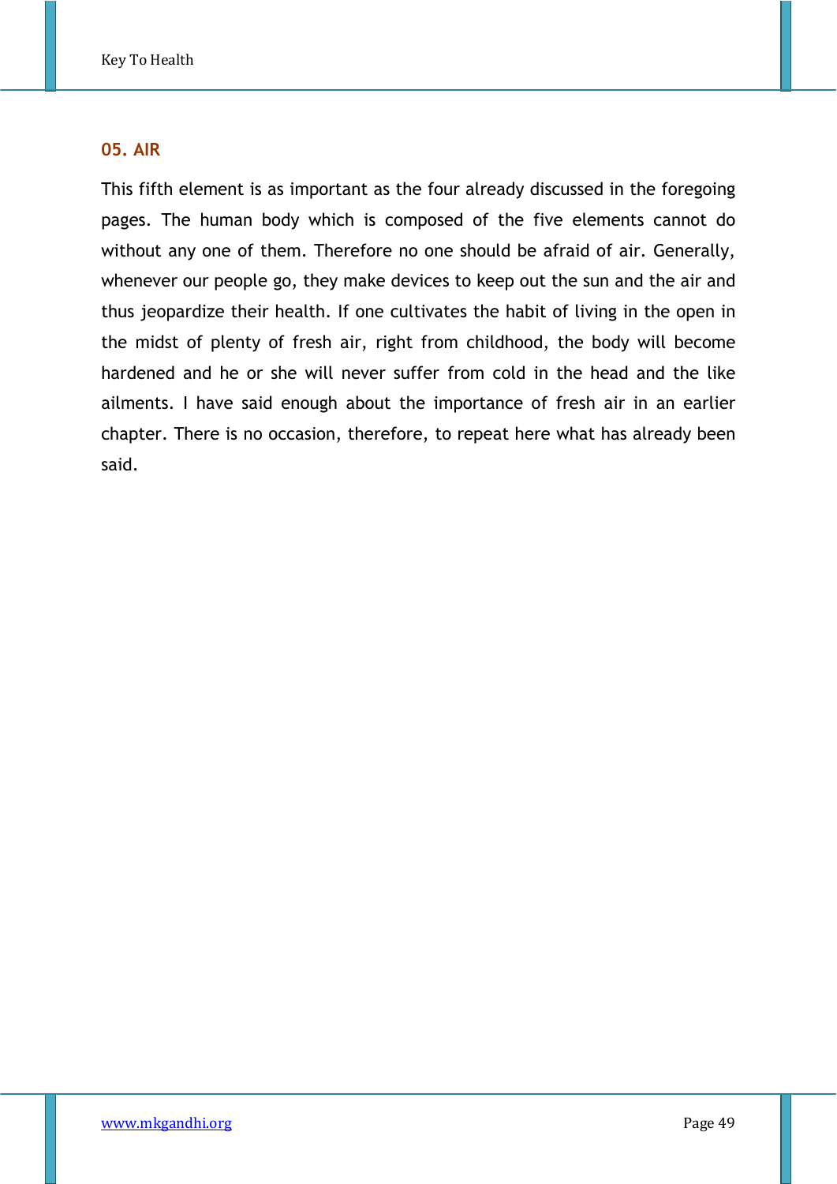## 05. AIR

This fifth element is as important as the four already discussed in the foregoing pages. The human body which is composed of the five elements cannot do without any one of them. Therefore no one should be afraid of air. Generally, whenever our people go, they make devices to keep out the sun and the air and thus jeopardize their health. If one cultivates the habit of living in the open in the midst of plenty of fresh air, right from childhood, the body will become hardened and he or she will never suffer from cold in the head and the like ailments. I have said enough about the importance of fresh air in an earlier chapter. There is no occasion, therefore, to repeat here what has already been said.